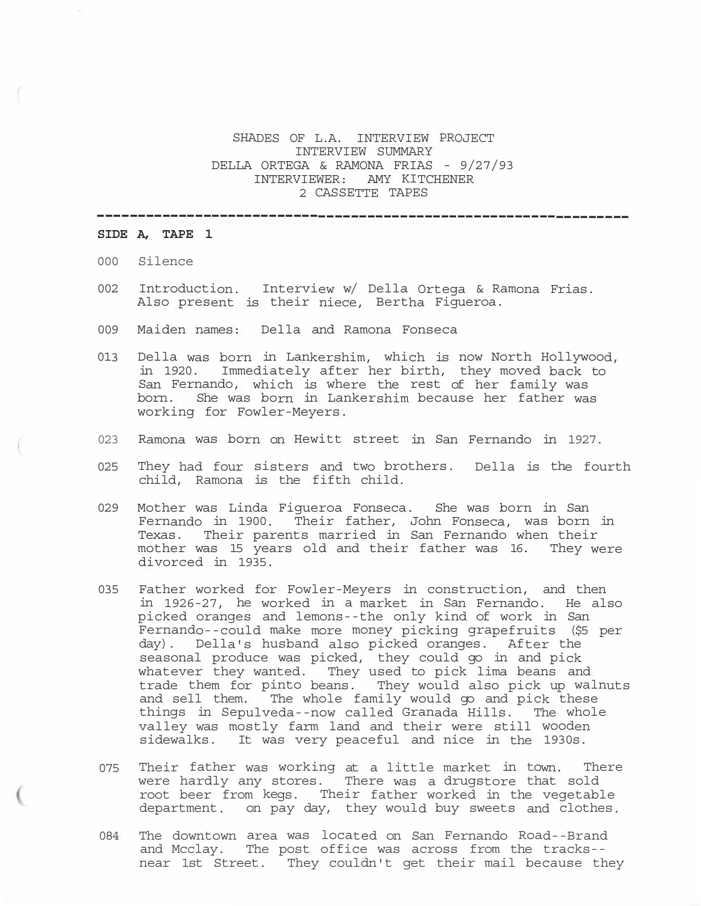SHADES OF L.A. INTERVIEW PROJECT
INTERVIEW SUMMARY
DELLA ORTEGA & RAMONA FRIAS - 9/27/93
INTERVIEWER: AMY KITCHENER
2 CASSETTE TAPES

---

**SIDE A, TAPE 1**

000 Silence

002 Introduction. Interview w/ Della Ortega & Ramona Frias. Also present is their niece, Bertha Figueroa.

009 Maiden names: Della and Ramona Fonseca

013 Della was born in Lankershim, which is now North Hollywood, in 1920. Immediately after her birth, they moved back to San Fernando, which is where the rest of her family was born. She was born in Lankershim because her father was working for Fowler-Meyers.

023 Ramona was born on Hewitt street in San Fernando in 1927.

025 They had four sisters and two brothers. Della is the fourth child, Ramona is the fifth child.

029 Mother was Linda Figueroa Fonseca. She was born in San Fernando in 1900. Their father, John Fonseca, was born in Texas. Their parents married in San Fernando when their mother was 15 years old and their father was 16. They were divorced in 1935.

035 Father worked for Fowler-Meyers in construction, and then in 1926-27, he worked in a market in San Fernando. He also picked oranges and lemons--the only kind of work in San Fernando--could make more money picking grapefruits ($5 per day). Della's husband also picked oranges. After the seasonal produce was picked, they could go in and pick whatever they wanted. They used to pick lima beans and trade them for pinto beans. They would also pick up walnuts and sell them. The whole family would go and pick these things in Sepulveda--now called Granada Hills. The whole valley was mostly farm land and their were still wooden sidewalks. It was very peaceful and nice in the 1930s.

075 Their father was working at a little market in town. There were hardly any stores. There was a drugstore that sold root beer from kegs. Their father worked in the vegetable department. on pay day, they would buy sweets and clothes.

084 The downtown area was located on San Fernando Road--Brand and Mcclay. The post office was across from the tracks--near 1st Street. They couldn't get their mail because they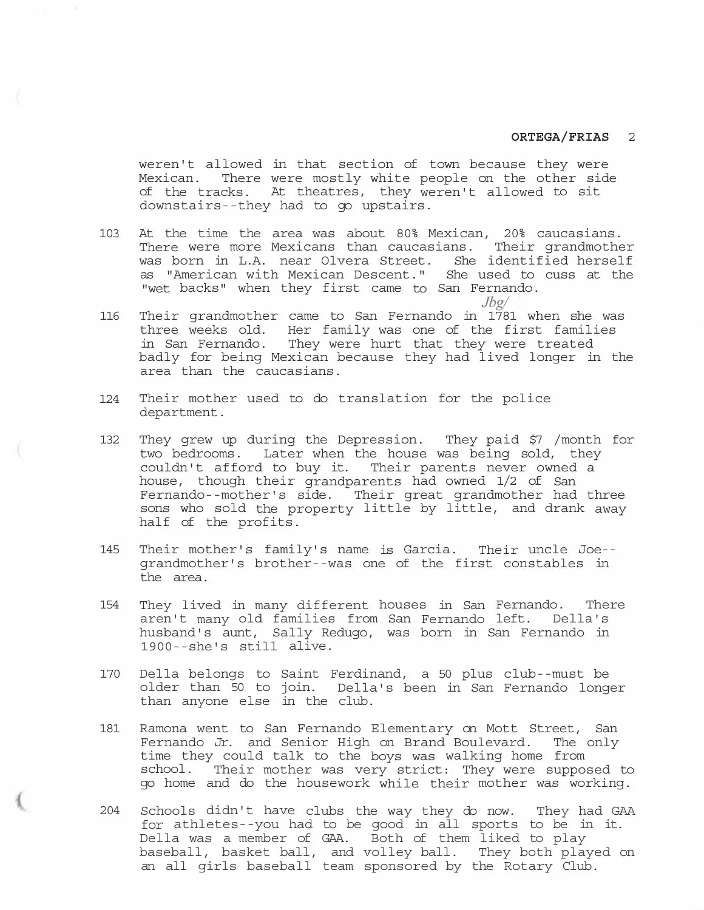weren't allowed in that section of town because they were Mexican. There were mostly white people on the other side of the tracks. At theatres, they weren't allowed to sit downstairs--they had to go upstairs.

103 At the time the area was about 80% Mexican, 20% caucasians. There were more Mexicans than caucasians. Their grandmother was born in L.A. near Olvera Street. She identified herself as "American with Mexican Descent." She used to cuss at the "wet backs" when they first came to San Fernando.

*Jbg/*

116 Their grandmother came to San Fernando in 1781 when she was three weeks old. Her family was one of the first families in San Fernando. They were hurt that they were treated badly for being Mexican because they had lived longer in the area than the caucasians.

124 Their mother used to do translation for the police department.

132 They grew up during the Depression. They paid $7 /month for two bedrooms. Later when the house was being sold, they couldn't afford to buy it. Their parents never owned a house, though their grandparents had owned 1/2 of San Fernando--mother's side. Their great grandmother had three sons who sold the property little by little, and drank away half of the profits.

145 Their mother's family's name is Garcia. Their uncle Joe--grandmother's brother--was one of the first constables in the area.

154 They lived in many different houses in San Fernando. There aren't many old families from San Fernando left. Della's husband's aunt, Sally Redugo, was born in San Fernando in 1900--she's still alive.

170 Della belongs to Saint Ferdinand, a 50 plus club--must be older than 50 to join. Della's been in San Fernando longer than anyone else in the club.

181 Ramona went to San Fernando Elementary on Mott Street, San Fernando Jr. and Senior High on Brand Boulevard. The only time they could talk to the boys was walking home from school. Their mother was very strict: They were supposed to go home and do the housework while their mother was working.

204 Schools didn't have clubs the way they do now. They had GAA for athletes--you had to be good in all sports to be in it. Della was a member of GAA. Both of them liked to play baseball, basket ball, and volley ball. They both played on an all girls baseball team sponsored by the Rotary Club.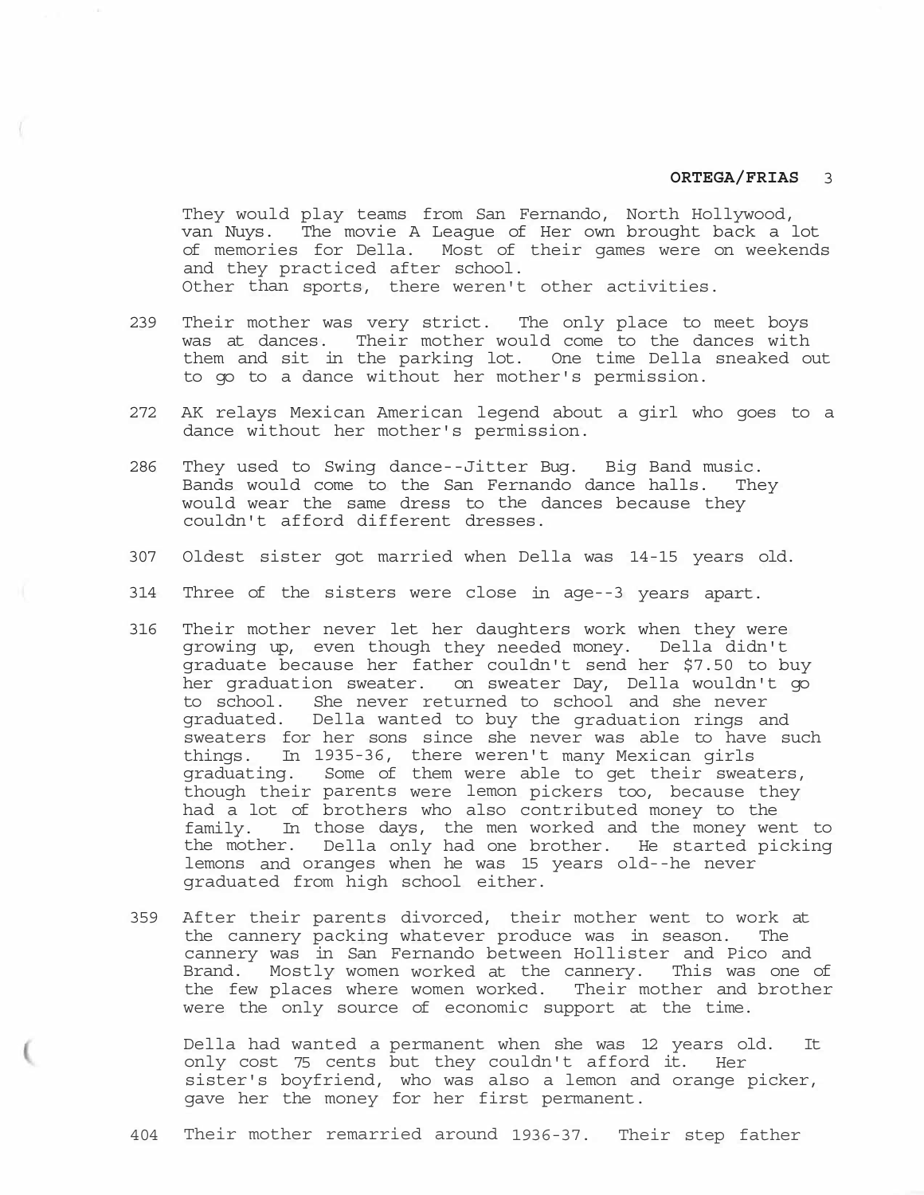They would play teams from San Fernando, North Hollywood, van Nuys. The movie A League of Her own brought back a lot of memories for Della. Most of their games were on weekends and they practiced after school.
Other than sports, there weren't other activities.

239 Their mother was very strict. The only place to meet boys was at dances. Their mother would come to the dances with them and sit in the parking lot. One time Della sneaked out to go to a dance without her mother's permission.

272 AK relays Mexican American legend about a girl who goes to a dance without her mother's permission.

286 They used to Swing dance--Jitter Bug. Big Band music. Bands would come to the San Fernando dance halls. They would wear the same dress to the dances because they couldn't afford different dresses.

307 Oldest sister got married when Della was 14-15 years old.

314 Three of the sisters were close in age--3 years apart.

316 Their mother never let her daughters work when they were growing up, even though they needed money. Della didn't graduate because her father couldn't send her $7.50 to buy her graduation sweater. on sweater Day, Della wouldn't go to school. She never returned to school and she never graduated. Della wanted to buy the graduation rings and sweaters for her sons since she never was able to have such things. In 1935-36, there weren't many Mexican girls graduating. Some of them were able to get their sweaters, though their parents were lemon pickers too, because they had a lot of brothers who also contributed money to the family. In those days, the men worked and the money went to the mother. Della only had one brother. He started picking lemons and oranges when he was 15 years old--he never graduated from high school either.

359 After their parents divorced, their mother went to work at the cannery packing whatever produce was in season. The cannery was in San Fernando between Hollister and Pico and Brand. Mostly women worked at the cannery. This was one of the few places where women worked. Their mother and brother were the only source of economic support at the time.

Della had wanted a permanent when she was 12 years old. It only cost 75 cents but they couldn't afford it. Her sister's boyfriend, who was also a lemon and orange picker, gave her the money for her first permanent.

404 Their mother remarried around 1936-37. Their step father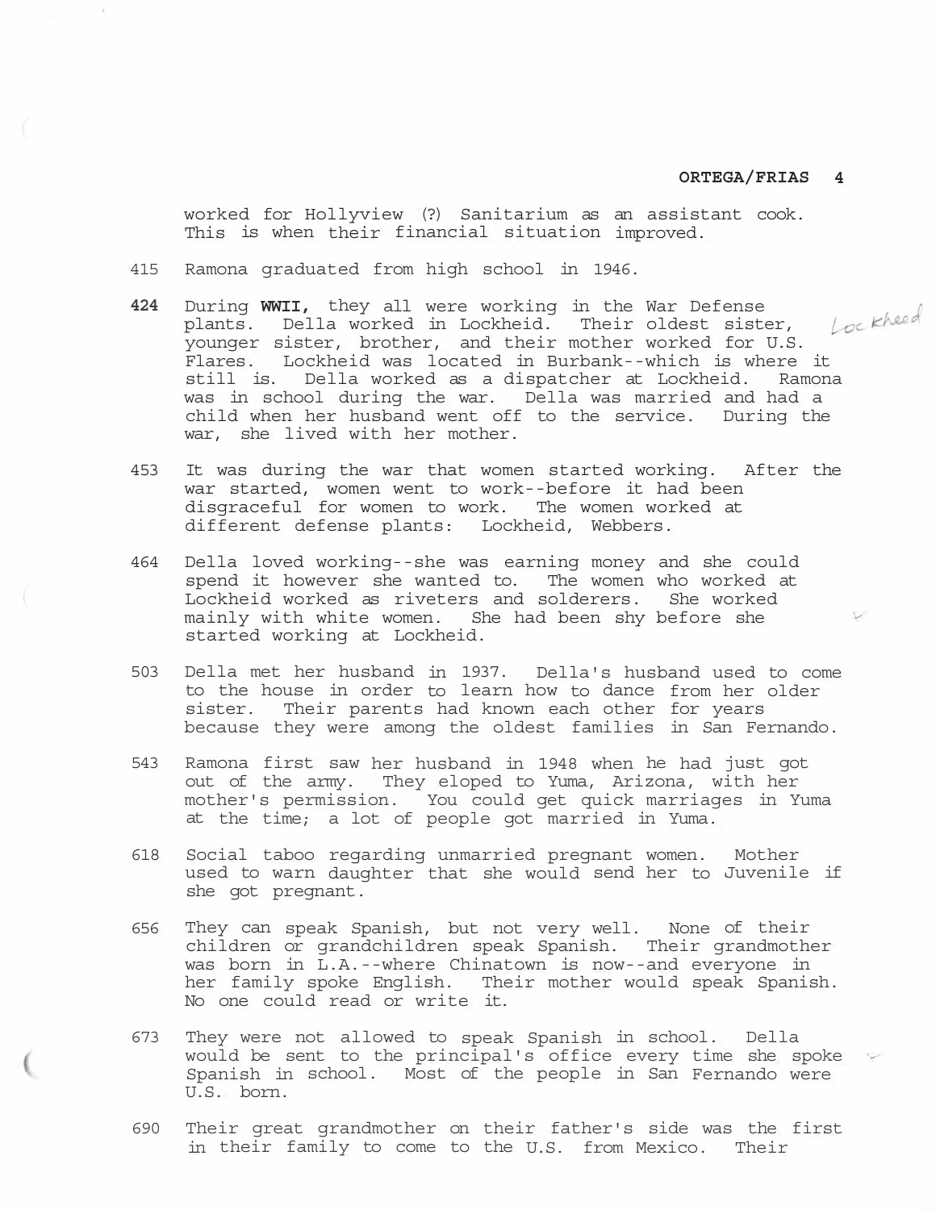worked for Hollyview (?) Sanitarium as an assistant cook. This is when their financial situation improved.

415 Ramona graduated from high school in 1946.

**424** During **WWII,** they all were working in the War Defense plants. Della worked in Lockheid. Their oldest sister, younger sister, brother, and their mother worked for U.S. Flares. Lockheid was located in Burbank--which is where it still is. Della worked as a dispatcher at Lockheid. Ramona was in school during the war. Della was married and had a child when her husband went off to the service. During the war, she lived with her mother.

Lockheed

453 It was during the war that women started working. After the war started, women went to work--before it had been disgraceful for women to work. The women worked at different defense plants: Lockheid, Webbers.

464 Della loved working--she was earning money and she could spend it however she wanted to. The women who worked at Lockheid worked as riveters and solderers. She worked mainly with white women. She had been shy before she started working at Lockheid.

503 Della met her husband in 1937. Della's husband used to come to the house in order to learn how to dance from her older sister. Their parents had known each other for years because they were among the oldest families in San Fernando.

543 Ramona first saw her husband in 1948 when he had just got out of the army. They eloped to Yuma, Arizona, with her mother's permission. You could get quick marriages in Yuma at the time; a lot of people got married in Yuma.

618 Social taboo regarding unmarried pregnant women. Mother used to warn daughter that she would send her to Juvenile if she got pregnant.

656 They can speak Spanish, but not very well. None of their children or grandchildren speak Spanish. Their grandmother was born in L.A.--where Chinatown is now--and everyone in her family spoke English. Their mother would speak Spanish. No one could read or write it.

673 They were not allowed to speak Spanish in school. Della would be sent to the principal's office every time she spoke Spanish in school. Most of the people in San Fernando were U.S. born.

690 Their great grandmother on their father's side was the first in their family to come to the U.S. from Mexico. Their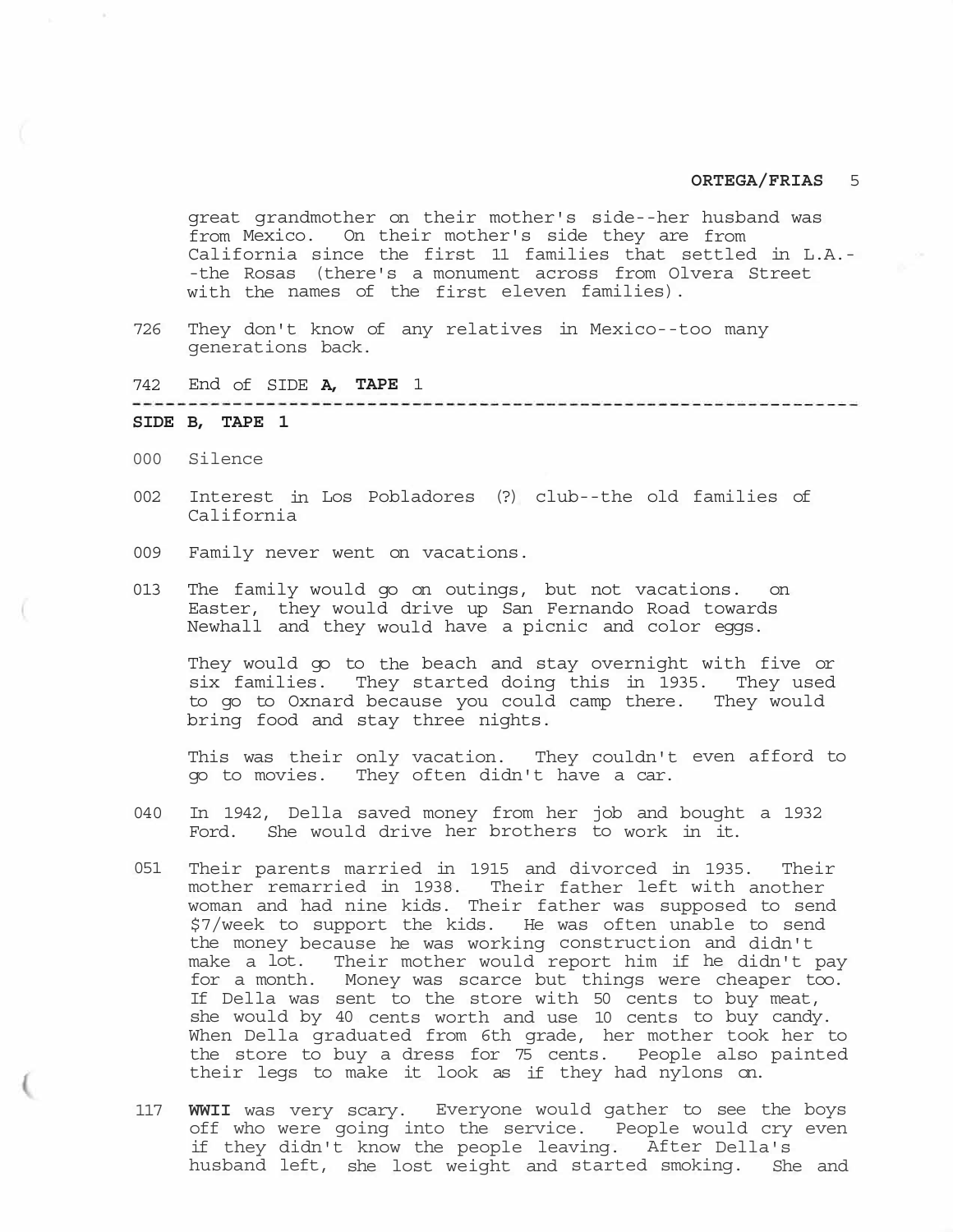great grandmother on their mother's side--her husband was from Mexico. On their mother's side they are from California since the first 11 families that settled in L.A.--the Rosas (there's a monument across from Olvera Street with the names of the first eleven families).

726 They don't know of any relatives in Mexico--too many generations back.

742 End of SIDE **A, TAPE** 1

---

**SIDE B, TAPE 1**

000 Silence

002 Interest in Los Pobladores (?) club--the old families of California

009 Family never went on vacations.

013 The family would go on outings, but not vacations. on Easter, they would drive up San Fernando Road towards Newhall and they would have a picnic and color eggs.

They would go to the beach and stay overnight with five or six families. They started doing this in 1935. They used to go to Oxnard because you could camp there. They would bring food and stay three nights.

This was their only vacation. They couldn't even afford to go to movies. They often didn't have a car.

040 In 1942, Della saved money from her job and bought a 1932 Ford. She would drive her brothers to work in it.

051 Their parents married in 1915 and divorced in 1935. Their mother remarried in 1938. Their father left with another woman and had nine kids. Their father was supposed to send $7/week to support the kids. He was often unable to send the money because he was working construction and didn't make a lot. Their mother would report him if he didn't pay for a month. Money was scarce but things were cheaper too. If Della was sent to the store with 50 cents to buy meat, she would by 40 cents worth and use 10 cents to buy candy. When Della graduated from 6th grade, her mother took her to the store to buy a dress for 75 cents. People also painted their legs to make it look as if they had nylons on.

117 **WWII** was very scary. Everyone would gather to see the boys off who were going into the service. People would cry even if they didn't know the people leaving. After Della's husband left, she lost weight and started smoking. She and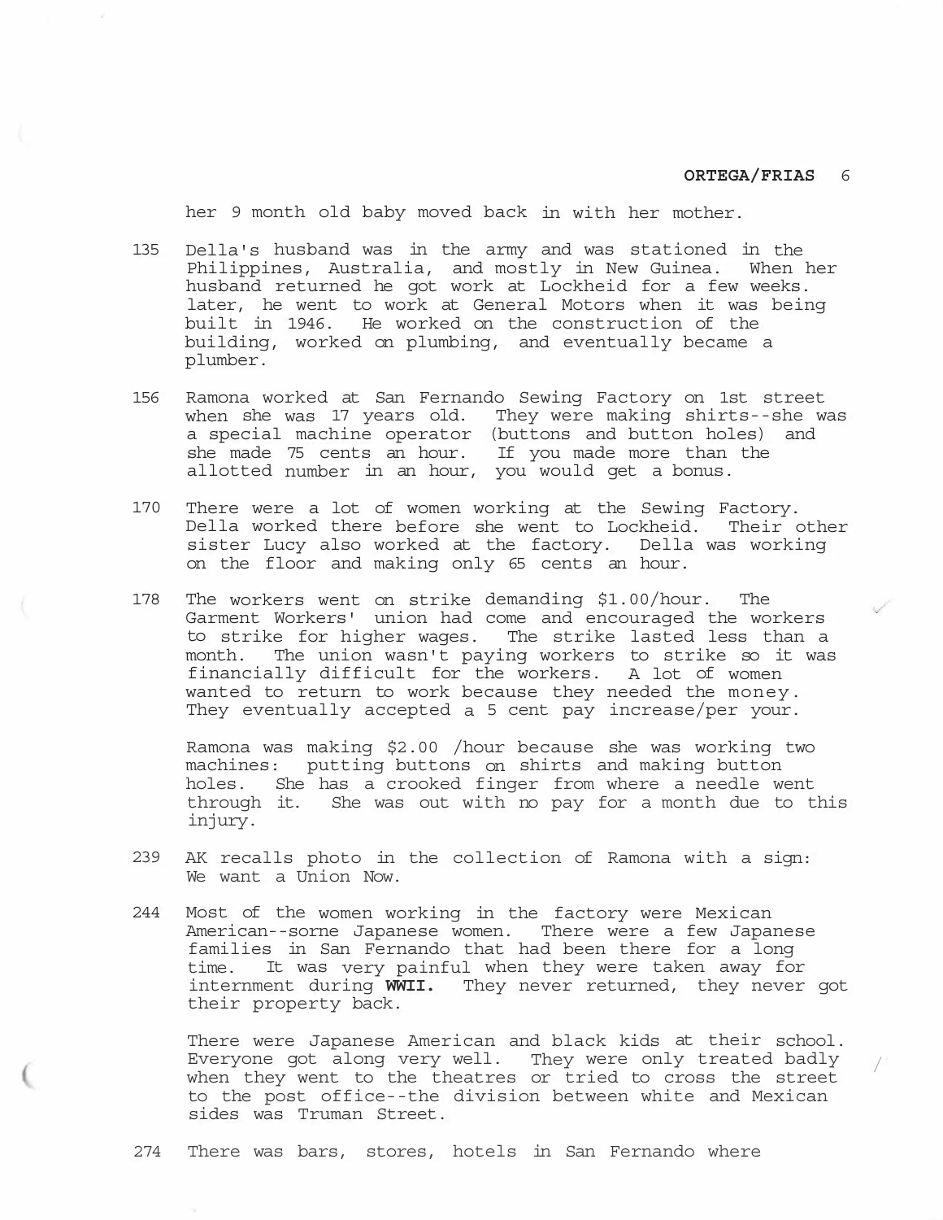her 9 month old baby moved back in with her mother.

135 Della's husband was in the army and was stationed in the Philippines, Australia, and mostly in New Guinea. When her husband returned he got work at Lockheid for a few weeks. later, he went to work at General Motors when it was being built in 1946. He worked on the construction of the building, worked on plumbing, and eventually became a plumber.

156 Ramona worked at San Fernando Sewing Factory on 1st street when she was 17 years old. They were making shirts--she was a special machine operator (buttons and button holes) and she made 75 cents an hour. If you made more than the allotted number in an hour, you would get a bonus.

170 There were a lot of women working at the Sewing Factory. Della worked there before she went to Lockheid. Their other sister Lucy also worked at the factory. Della was working on the floor and making only 65 cents an hour.

178 The workers went on strike demanding $1.00/hour. The Garment Workers' union had come and encouraged the workers to strike for higher wages. The strike lasted less than a month. The union wasn't paying workers to strike so it was financially difficult for the workers. A lot of women wanted to return to work because they needed the money. They eventually accepted a 5 cent pay increase/per your.

Ramona was making $2.00 /hour because she was working two machines: putting buttons on shirts and making button holes. She has a crooked finger from where a needle went through it. She was out with no pay for a month due to this injury.

239 AK recalls photo in the collection of Ramona with a sign: We want a Union Now.

244 Most of the women working in the factory were Mexican American--sorne Japanese women. There were a few Japanese families in San Fernando that had been there for a long time. It was very painful when they were taken away for internment during **WWII.** They never returned, they never got their property back.

There were Japanese American and black kids at their school. Everyone got along very well. They were only treated badly when they went to the theatres or tried to cross the street to the post office--the division between white and Mexican sides was Truman Street.

274 There was bars, stores, hotels in San Fernando where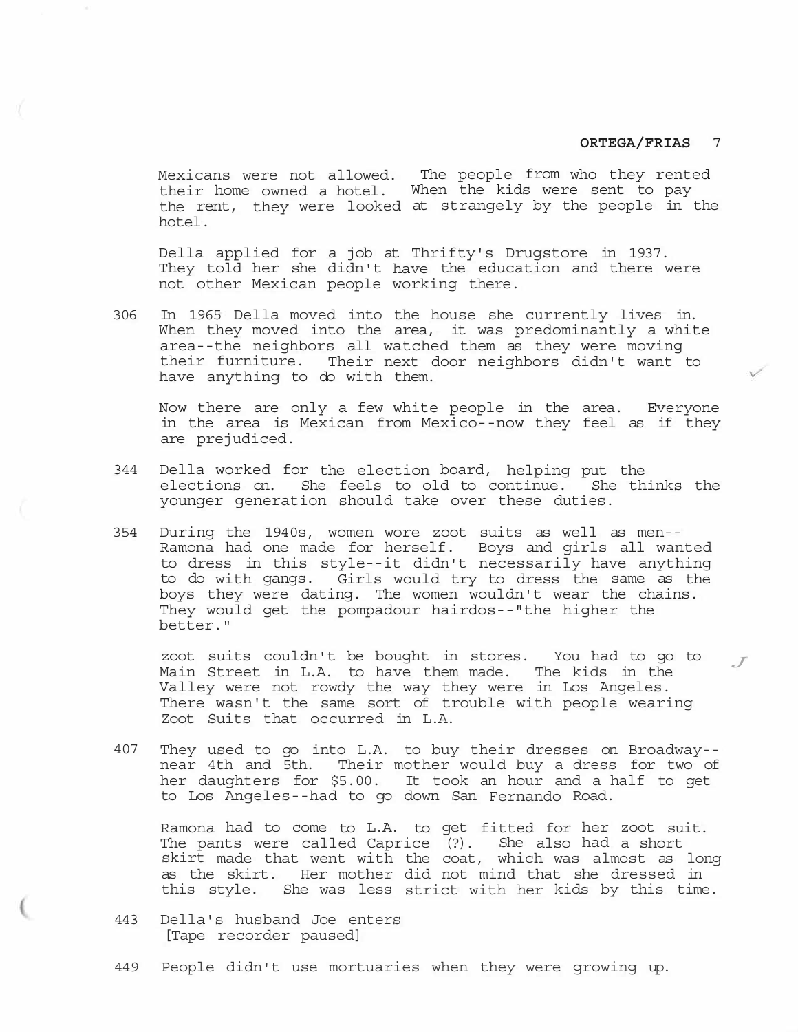Mexicans were not allowed. The people from who they rented their home owned a hotel. When the kids were sent to pay the rent, they were looked at strangely by the people in the hotel.

Della applied for a job at Thrifty's Drugstore in 1937. They told her she didn't have the education and there were not other Mexican people working there.

306 In 1965 Della moved into the house she currently lives in. When they moved into the area, it was predominantly a white area--the neighbors all watched them as they were moving their furniture. Their next door neighbors didn't want to have anything to do with them.

Now there are only a few white people in the area. Everyone in the area is Mexican from Mexico--now they feel as if they are prejudiced.

344 Della worked for the election board, helping put the elections on. She feels to old to continue. She thinks the younger generation should take over these duties.

354 During the 1940s, women wore zoot suits as well as men--Ramona had one made for herself. Boys and girls all wanted to dress in this style--it didn't necessarily have anything to do with gangs. Girls would try to dress the same as the boys they were dating. The women wouldn't wear the chains. They would get the pompadour hairdos--"the higher the better."

zoot suits couldn't be bought in stores. You had to go to Main Street in L.A. to have them made. The kids in the Valley were not rowdy the way they were in Los Angeles. There wasn't the same sort of trouble with people wearing Zoot Suits that occurred in L.A.

407 They used to go into L.A. to buy their dresses on Broadway--near 4th and 5th. Their mother would buy a dress for two of her daughters for $5.00. It took an hour and a half to get to Los Angeles--had to go down San Fernando Road.

Ramona had to come to L.A. to get fitted for her zoot suit. The pants were called Caprice (?). She also had a short skirt made that went with the coat, which was almost as long as the skirt. Her mother did not mind that she dressed in this style. She was less strict with her kids by this time.

443 Della's husband Joe enters
[Tape recorder paused]

449 People didn't use mortuaries when they were growing up.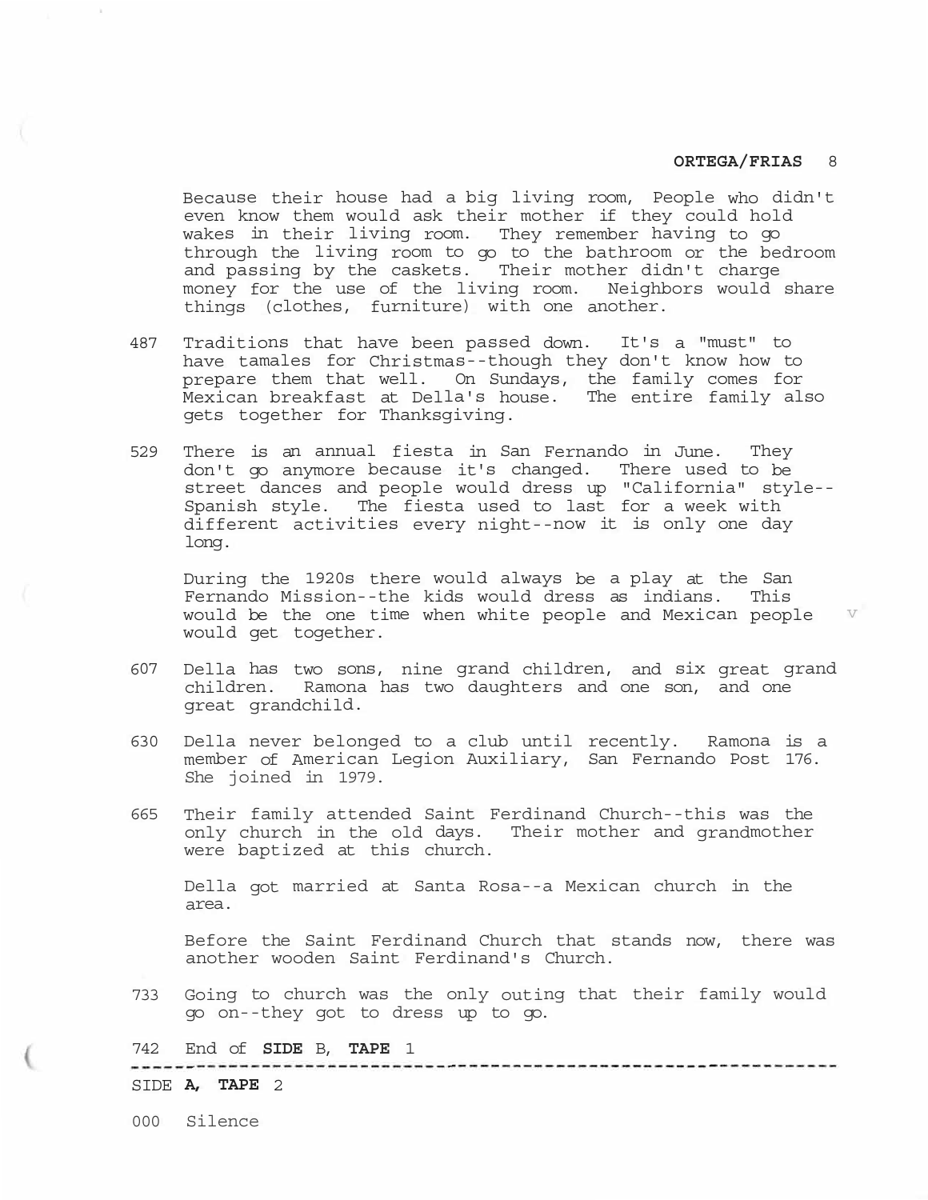Because their house had a big living room, People who didn't even know them would ask their mother if they could hold wakes in their living room. They remember having to go through the living room to go to the bathroom or the bedroom and passing by the caskets. Their mother didn't charge money for the use of the living room. Neighbors would share things (clothes, furniture) with one another.

487 Traditions that have been passed down. It's a "must" to have tamales for Christmas--though they don't know how to prepare them that well. On Sundays, the family comes for Mexican breakfast at Della's house. The entire family also gets together for Thanksgiving.

529 There is an annual fiesta in San Fernando in June. They don't go anymore because it's changed. There used to be street dances and people would dress up "California" style--Spanish style. The fiesta used to last for a week with different activities every night--now it is only one day long.

During the 1920s there would always be a play at the San Fernando Mission--the kids would dress as indians. This would be the one time when white people and Mexican people would get together.

607 Della has two sons, nine grand children, and six great grand children. Ramona has two daughters and one son, and one great grandchild.

630 Della never belonged to a club until recently. Ramona is a member of American Legion Auxiliary, San Fernando Post 176. She joined in 1979.

665 Their family attended Saint Ferdinand Church--this was the only church in the old days. Their mother and grandmother were baptized at this church.

Della got married at Santa Rosa--a Mexican church in the area.

Before the Saint Ferdinand Church that stands now, there was another wooden Saint Ferdinand's Church.

733 Going to church was the only outing that their family would go on--they got to dress up to go.

742 End of **SIDE** B, **TAPE** 1

---

SIDE **A, TAPE** 2

000 Silence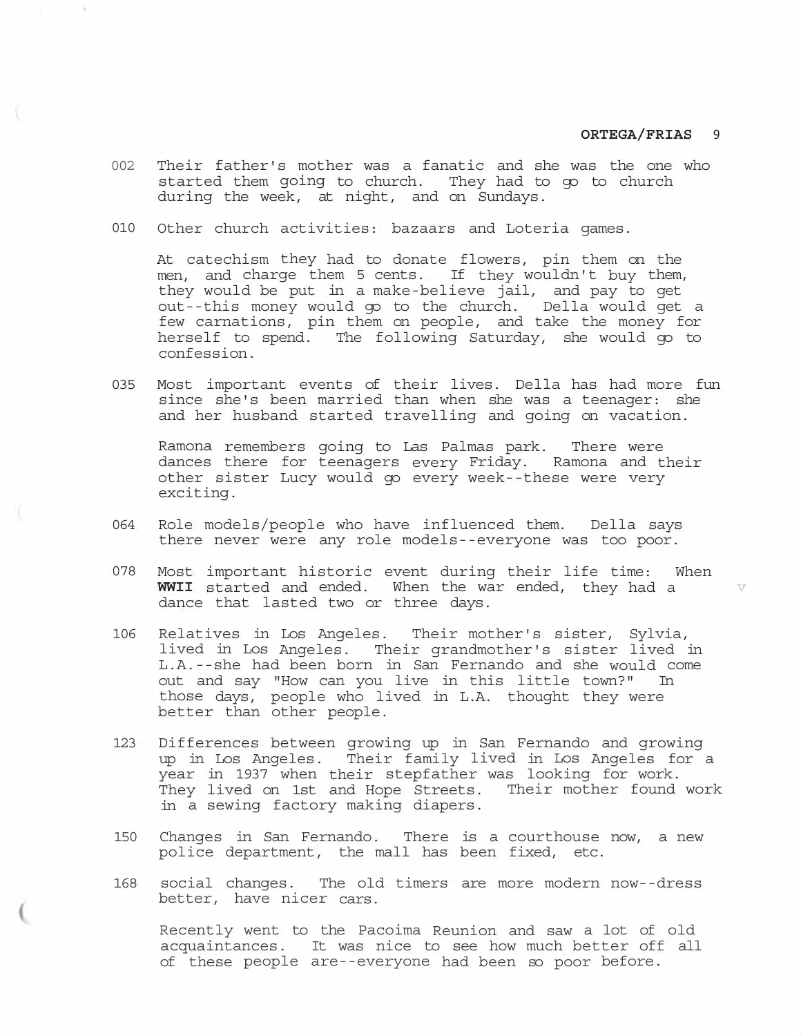002 Their father's mother was a fanatic and she was the one who started them going to church. They had to go to church during the week, at night, and on Sundays.

010 Other church activities: bazaars and Loteria games.

At catechism they had to donate flowers, pin them on the men, and charge them 5 cents. If they wouldn't buy them, they would be put in a make-believe jail, and pay to get out--this money would go to the church. Della would get a few carnations, pin them on people, and take the money for herself to spend. The following Saturday, she would go to confession.

035 Most important events of their lives. Della has had more fun since she's been married than when she was a teenager: she and her husband started travelling and going on vacation.

Ramona remembers going to Las Palmas park. There were dances there for teenagers every Friday. Ramona and their other sister Lucy would go every week--these were very exciting.

064 Role models/people who have influenced them. Della says there never were any role models--everyone was too poor.

078 Most important historic event during their life time: When **WWII** started and ended. When the war ended, they had a dance that lasted two or three days.

106 Relatives in Los Angeles. Their mother's sister, Sylvia, lived in Los Angeles. Their grandmother's sister lived in L.A.--she had been born in San Fernando and she would come out and say "How can you live in this little town?" In those days, people who lived in L.A. thought they were better than other people.

123 Differences between growing up in San Fernando and growing up in Los Angeles. Their family lived in Los Angeles for a year in 1937 when their stepfather was looking for work. They lived on 1st and Hope Streets. Their mother found work in a sewing factory making diapers.

150 Changes in San Fernando. There is a courthouse now, a new police department, the mall has been fixed, etc.

168 social changes. The old timers are more modern now--dress better, have nicer cars.

Recently went to the Pacoima Reunion and saw a lot of old acquaintances. It was nice to see how much better off all of these people are--everyone had been so poor before.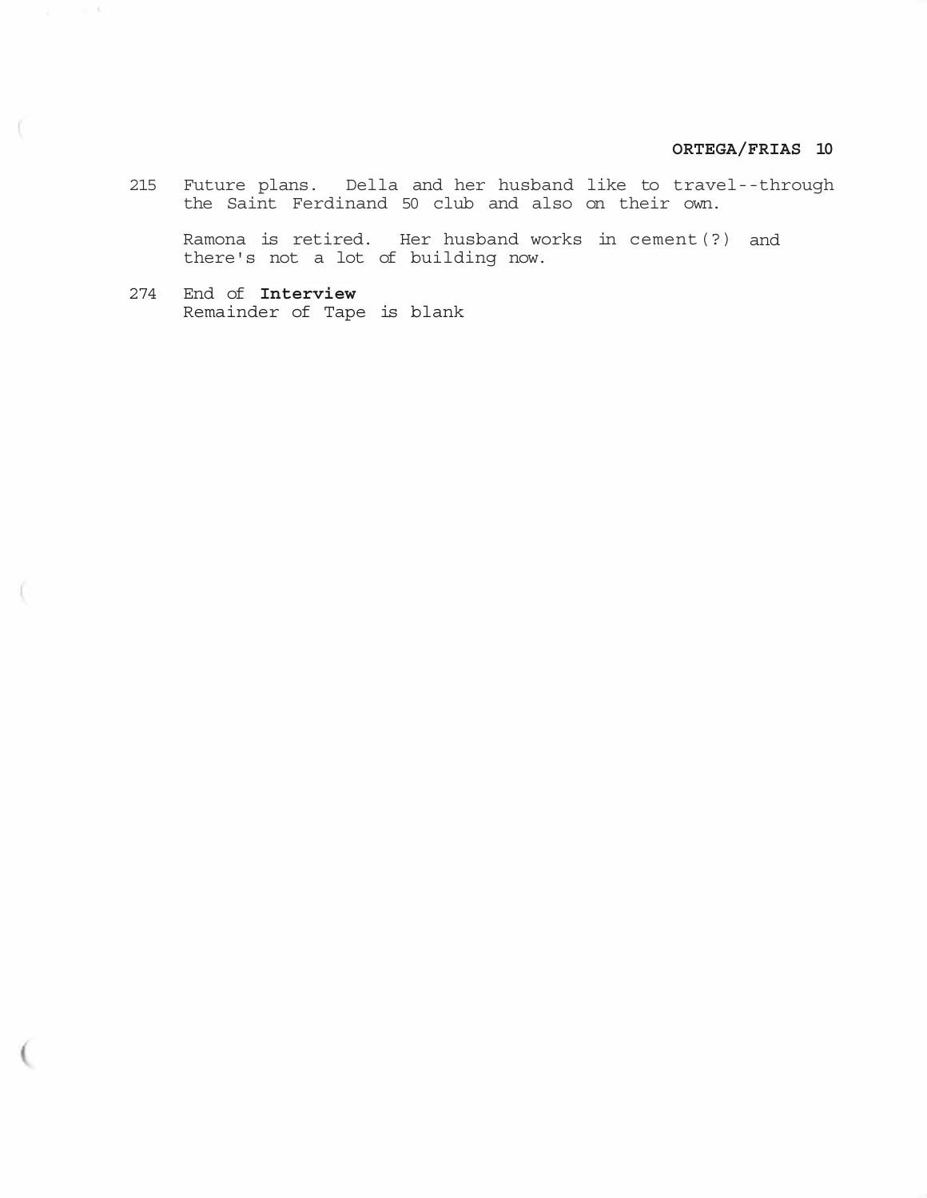215 Future plans. Della and her husband like to travel--through the Saint Ferdinand 50 club and also on their own.

Ramona is retired. Her husband works in cement(?) and there's not a lot of building now.

274 End of **Interview**
Remainder of Tape is blank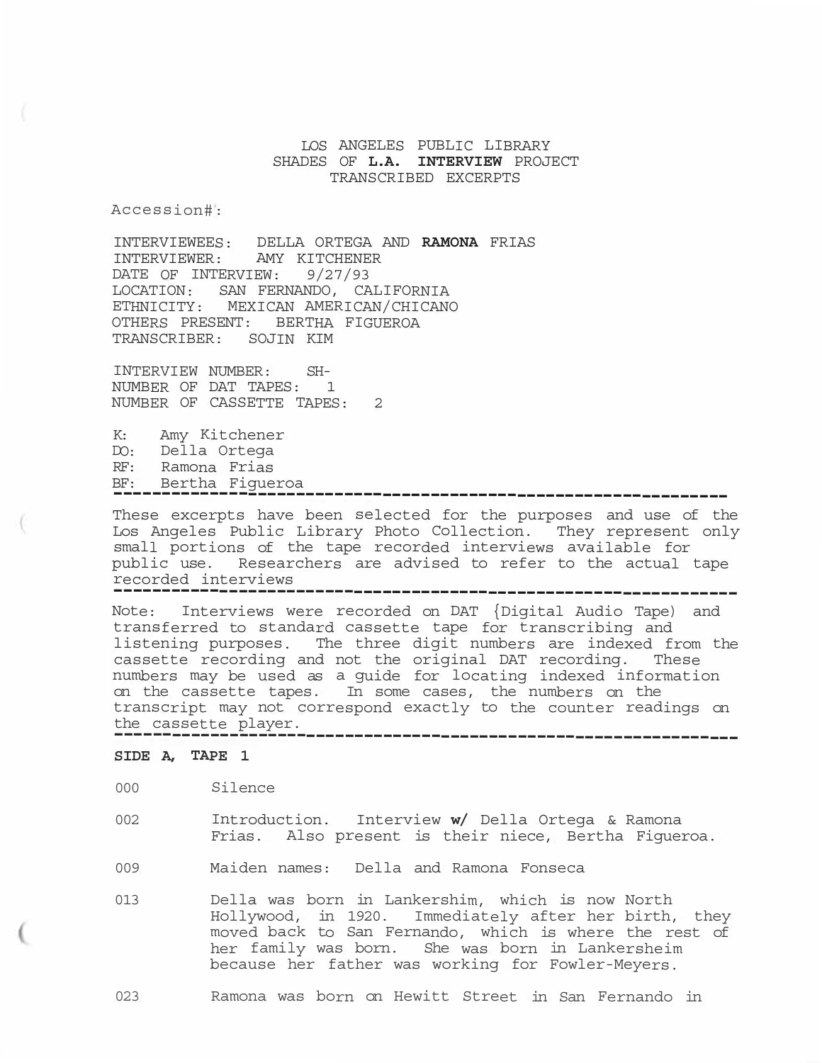LOS ANGELES PUBLIC LIBRARY
SHADES OF **L.A. INTERVIEW** PROJECT
TRANSCRIBED EXCERPTS

Accession#:

INTERVIEWEES: DELLA ORTEGA AND **RAMONA** FRIAS
INTERVIEWER: AMY KITCHENER
DATE OF INTERVIEW: 9/27/93
LOCATION: SAN FERNANDO, CALIFORNIA
ETHNICITY: MEXICAN AMERICAN/CHICANO
OTHERS PRESENT: BERTHA FIGUEROA
TRANSCRIBER: SOJIN KIM

INTERVIEW NUMBER: SH-
NUMBER OF DAT TAPES: 1
NUMBER OF CASSETTE TAPES: 2

K: Amy Kitchener
DO: Della Ortega
RF: Ramona Frias
BF: Bertha Figueroa

---

These excerpts have been selected for the purposes and use of the Los Angeles Public Library Photo Collection. They represent only small portions of the tape recorded interviews available for public use. Researchers are advised to refer to the actual tape recorded interviews

---

Note: Interviews were recorded on DAT {Digital Audio Tape) and transferred to standard cassette tape for transcribing and listening purposes. The three digit numbers are indexed from the cassette recording and not the original DAT recording. These numbers may be used as a guide for locating indexed information on the cassette tapes. In some cases, the numbers on the transcript may not correspond exactly to the counter readings on the cassette player.

---

**SIDE A, TAPE 1**

000 Silence

002 Introduction. Interview **w/** Della Ortega & Ramona Frias. Also present is their niece, Bertha Figueroa.

009 Maiden names: Della and Ramona Fonseca

013 Della was born in Lankershim, which is now North Hollywood, in 1920. Immediately after her birth, they moved back to San Fernando, which is where the rest of her family was born. She was born in Lankersheim because her father was working for Fowler-Meyers.

023 Ramona was born on Hewitt Street in San Fernando in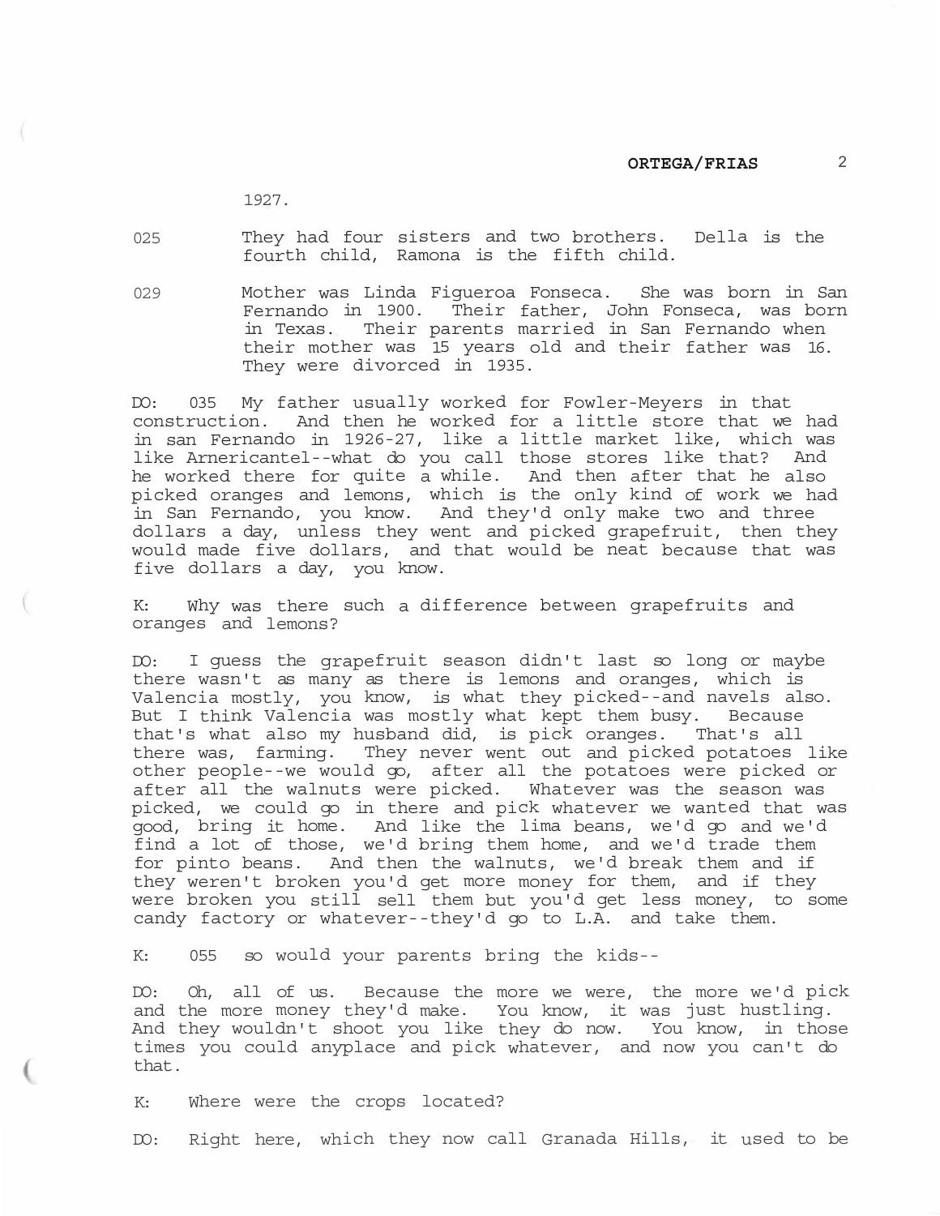1927.

025 They had four sisters and two brothers. Della is the fourth child, Ramona is the fifth child.

029 Mother was Linda Figueroa Fonseca. She was born in San Fernando in 1900. Their father, John Fonseca, was born in Texas. Their parents married in San Fernando when their mother was 15 years old and their father was 16. They were divorced in 1935.

DO: 035 My father usually worked for Fowler-Meyers in that construction. And then he worked for a little store that we had in san Fernando in 1926-27, like a little market like, which was like Arnericantel--what do you call those stores like that? And he worked there for quite a while. And then after that he also picked oranges and lemons, which is the only kind of work we had in San Fernando, you know. And they'd only make two and three dollars a day, unless they went and picked grapefruit, then they would made five dollars, and that would be neat because that was five dollars a day, you know.

K: Why was there such a difference between grapefruits and oranges and lemons?

DO: I guess the grapefruit season didn't last so long or maybe there wasn't as many as there is lemons and oranges, which is Valencia mostly, you know, is what they picked--and navels also. But I think Valencia was mostly what kept them busy. Because that's what also my husband did, is pick oranges. That's all there was, farming. They never went out and picked potatoes like other people--we would go, after all the potatoes were picked or after all the walnuts were picked. Whatever was the season was picked, we could go in there and pick whatever we wanted that was good, bring it home. And like the lima beans, we'd go and we'd find a lot of those, we'd bring them home, and we'd trade them for pinto beans. And then the walnuts, we'd break them and if they weren't broken you'd get more money for them, and if they were broken you still sell them but you'd get less money, to some candy factory or whatever--they'd go to L.A. and take them.

K: 055 so would your parents bring the kids--

DO: Oh, all of us. Because the more we were, the more we'd pick and the more money they'd make. You know, it was just hustling. And they wouldn't shoot you like they do now. You know, in those times you could anyplace and pick whatever, and now you can't do that.

K: Where were the crops located?

DO: Right here, which they now call Granada Hills, it used to be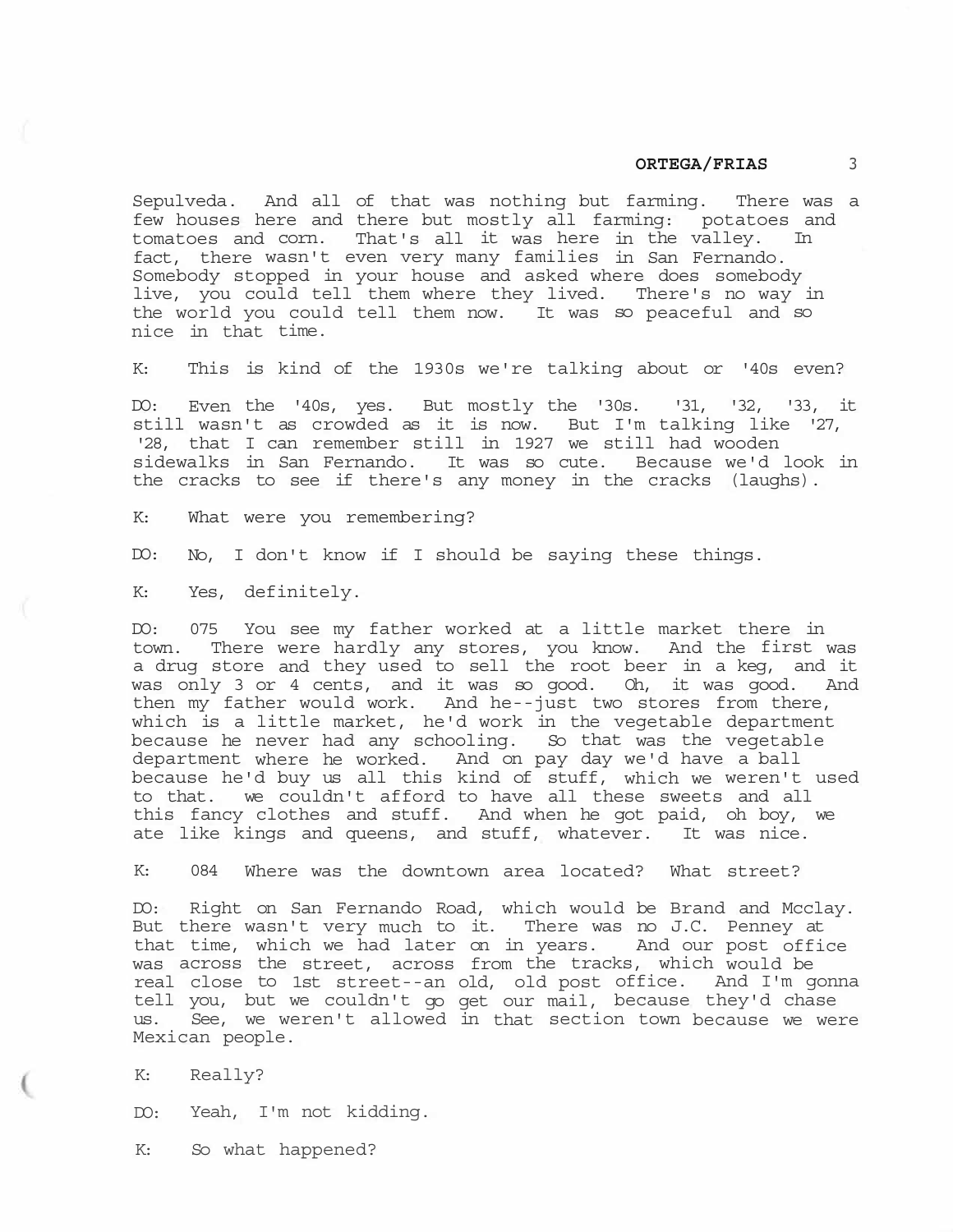Sepulveda. And all of that was nothing but farming. There was a few houses here and there but mostly all farming: potatoes and tomatoes and corn. That's all it was here in the valley. In fact, there wasn't even very many families in San Fernando. Somebody stopped in your house and asked where does somebody live, you could tell them where they lived. There's no way in the world you could tell them now. It was so peaceful and so nice in that time.

K: This is kind of the 1930s we're talking about or '40s even?

DO: Even the '40s, yes. But mostly the '30s. '31, '32, '33, it still wasn't as crowded as it is now. But I'm talking like '27, '28, that I can remember still in 1927 we still had wooden sidewalks in San Fernando. It was so cute. Because we'd look in the cracks to see if there's any money in the cracks (laughs).

K: What were you remembering?

DO: No, I don't know if I should be saying these things.

K: Yes, definitely.

DO: 075 You see my father worked at a little market there in town. There were hardly any stores, you know. And the first was a drug store and they used to sell the root beer in a keg, and it was only 3 or 4 cents, and it was so good. Oh, it was good. And then my father would work. And he--just two stores from there, which is a little market, he'd work in the vegetable department because he never had any schooling. So that was the vegetable department where he worked. And on pay day we'd have a ball because he'd buy us all this kind of stuff, which we weren't used to that. we couldn't afford to have all these sweets and all this fancy clothes and stuff. And when he got paid, oh boy, we ate like kings and queens, and stuff, whatever. It was nice.

K: 084 Where was the downtown area located? What street?

DO: Right on San Fernando Road, which would be Brand and Mcclay. But there wasn't very much to it. There was no J.C. Penney at that time, which we had later on in years. And our post office was across the street, across from the tracks, which would be real close to 1st street--an old, old post office. And I'm gonna tell you, but we couldn't go get our mail, because they'd chase us. See, we weren't allowed in that section town because we were Mexican people.

K: Really?

DO: Yeah, I'm not kidding.

K: So what happened?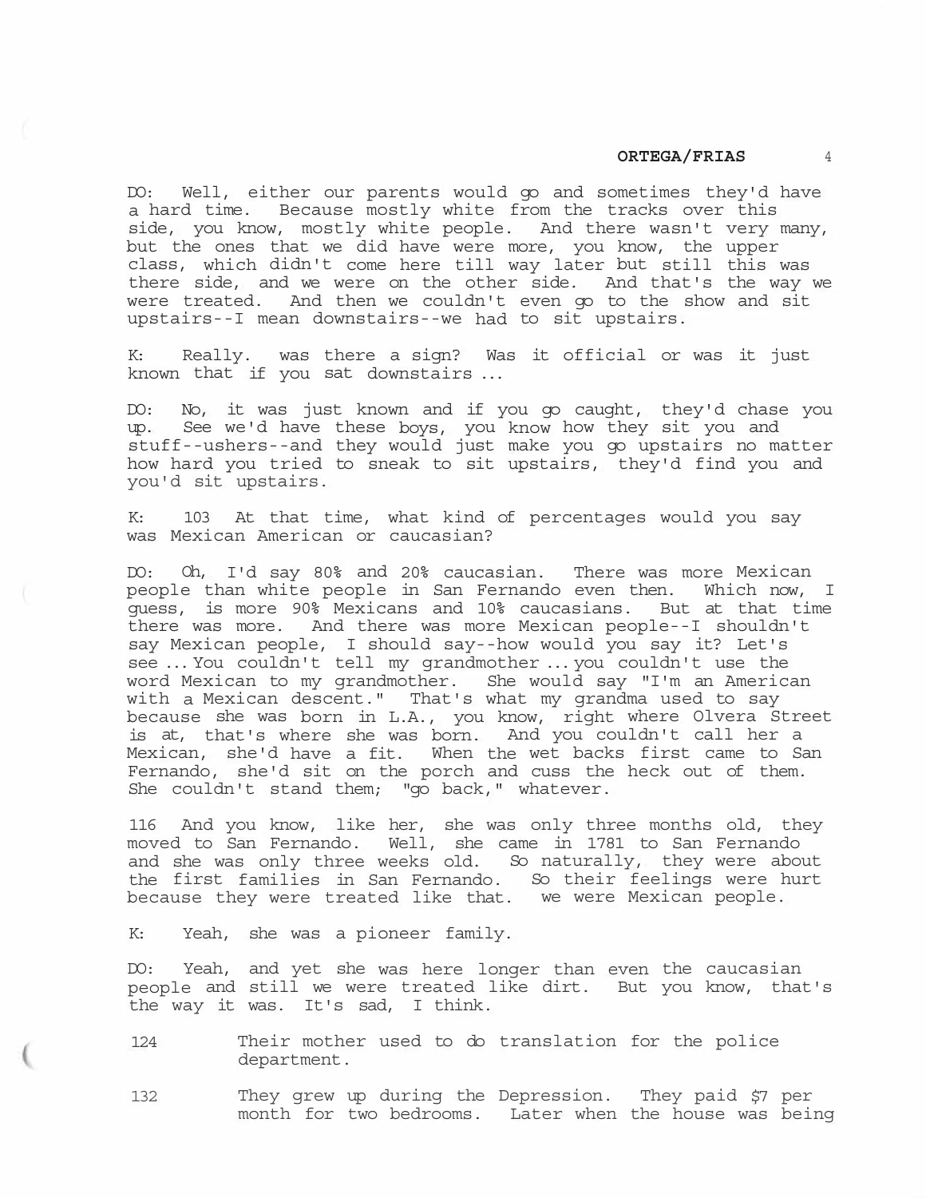DO: Well, either our parents would go and sometimes they'd have a hard time. Because mostly white from the tracks over this side, you know, mostly white people. And there wasn't very many, but the ones that we did have were more, you know, the upper class, which didn't come here till way later but still this was there side, and we were on the other side. And that's the way we were treated. And then we couldn't even go to the show and sit upstairs--I mean downstairs--we had to sit upstairs.

K: Really. was there a sign? Was it official or was it just known that if you sat downstairs ...

DO: No, it was just known and if you go caught, they'd chase you up. See we'd have these boys, you know how they sit you and stuff--ushers--and they would just make you go upstairs no matter how hard you tried to sneak to sit upstairs, they'd find you and you'd sit upstairs.

K: 103 At that time, what kind of percentages would you say was Mexican American or caucasian?

DO: Oh, I'd say 80% and 20% caucasian. There was more Mexican people than white people in San Fernando even then. Which now, I guess, is more 90% Mexicans and 10% caucasians. But at that time there was more. And there was more Mexican people--I shouldn't say Mexican people, I should say--how would you say it? Let's see ... You couldn't tell my grandmother ... you couldn't use the word Mexican to my grandmother. She would say "I'm an American with a Mexican descent." That's what my grandma used to say because she was born in L.A., you know, right where Olvera Street is at, that's where she was born. And you couldn't call her a Mexican, she'd have a fit. When the wet backs first came to San Fernando, she'd sit on the porch and cuss the heck out of them. She couldn't stand them; "go back," whatever.

116 And you know, like her, she was only three months old, they moved to San Fernando. Well, she came in 1781 to San Fernando and she was only three weeks old. So naturally, they were about the first families in San Fernando. So their feelings were hurt because they were treated like that. we were Mexican people.

K: Yeah, she was a pioneer family.

DO: Yeah, and yet she was here longer than even the caucasian people and still we were treated like dirt. But you know, that's the way it was. It's sad, I think.

124 Their mother used to do translation for the police department.

132 They grew up during the Depression. They paid $7 per month for two bedrooms. Later when the house was being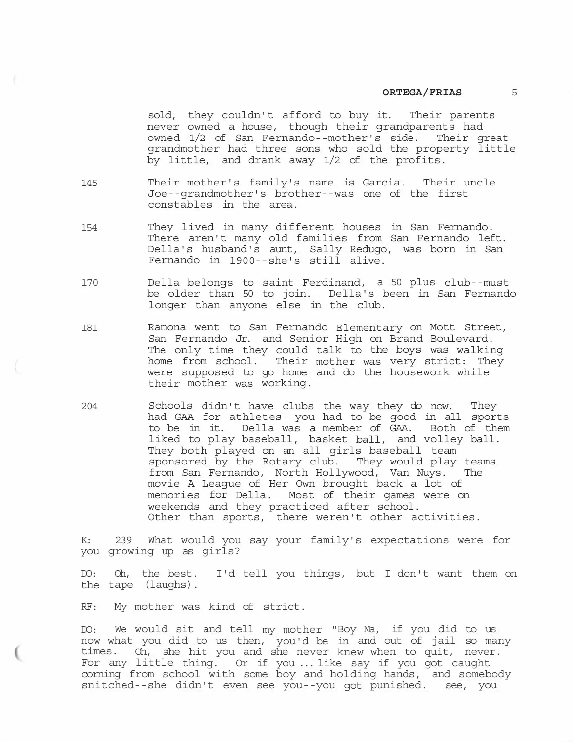sold, they couldn't afford to buy it. Their parents never owned a house, though their grandparents had owned 1/2 of San Fernando--mother's side. Their great grandmother had three sons who sold the property little by little, and drank away 1/2 of the profits.

145 Their mother's family's name is Garcia. Their uncle Joe--grandmother's brother--was one of the first constables in the area.

154 They lived in many different houses in San Fernando. There aren't many old families from San Fernando left. Della's husband's aunt, Sally Redugo, was born in San Fernando in 1900--she's still alive.

170 Della belongs to saint Ferdinand, a 50 plus club--must be older than 50 to join. Della's been in San Fernando longer than anyone else in the club.

181 Ramona went to San Fernando Elementary on Mott Street, San Fernando Jr. and Senior High on Brand Boulevard. The only time they could talk to the boys was walking home from school. Their mother was very strict: They were supposed to go home and do the housework while their mother was working.

204 Schools didn't have clubs the way they do now. They had GAA for athletes--you had to be good in all sports to be in it. Della was a member of GAA. Both of them liked to play baseball, basket ball, and volley ball. They both played on an all girls baseball team sponsored by the Rotary club. They would play teams from San Fernando, North Hollywood, Van Nuys. The movie A League of Her Own brought back a lot of memories for Della. Most of their games were on weekends and they practiced after school. Other than sports, there weren't other activities.

K: 239 What would you say your family's expectations were for you growing up as girls?

DO: Oh, the best. I'd tell you things, but I don't want them on the tape (laughs).

RF: My mother was kind of strict.

DO: We would sit and tell my mother "Boy Ma, if you did to us now what you did to us then, you'd be in and out of jail so many times. Oh, she hit you and she never knew when to quit, never. For any little thing. Or if you ... like say if you got caught coming from school with some boy and holding hands, and somebody snitched--she didn't even see you--you got punished. see, you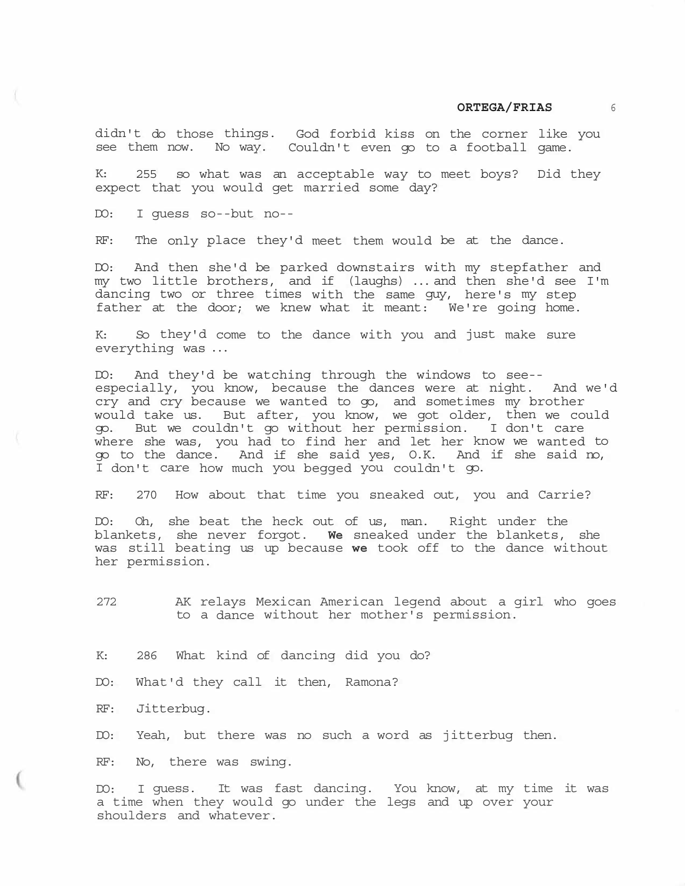didn't do those things. God forbid kiss on the corner like you see them now. No way. Couldn't even go to a football game.

K: 255 so what was an acceptable way to meet boys? Did they expect that you would get married some day?

DO: I guess so--but no--

RF: The only place they'd meet them would be at the dance.

DO: And then she'd be parked downstairs with my stepfather and my two little brothers, and if (laughs) ... and then she'd see I'm dancing two or three times with the same guy, here's my step father at the door; we knew what it meant: We're going home.

K: So they'd come to the dance with you and just make sure everything was ...

DO: And they'd be watching through the windows to see--especially, you know, because the dances were at night. And we'd cry and cry because we wanted to go, and sometimes my brother would take us. But after, you know, we got older, then we could go. But we couldn't go without her permission. I don't care where she was, you had to find her and let her know we wanted to go to the dance. And if she said yes, O.K. And if she said no, I don't care how much you begged you couldn't go.

RF: 270 How about that time you sneaked out, you and Carrie?

DO: Oh, she beat the heck out of us, man. Right under the blankets, she never forgot. **We** sneaked under the blankets, she was still beating us up because **we** took off to the dance without her permission.

272 AK relays Mexican American legend about a girl who goes to a dance without her mother's permission.

K: 286 What kind of dancing did you do?

DO: What'd they call it then, Ramona?

RF: Jitterbug.

DO: Yeah, but there was no such a word as jitterbug then.

RF: No, there was swing.

DO: I guess. It was fast dancing. You know, at my time it was a time when they would go under the legs and up over your shoulders and whatever.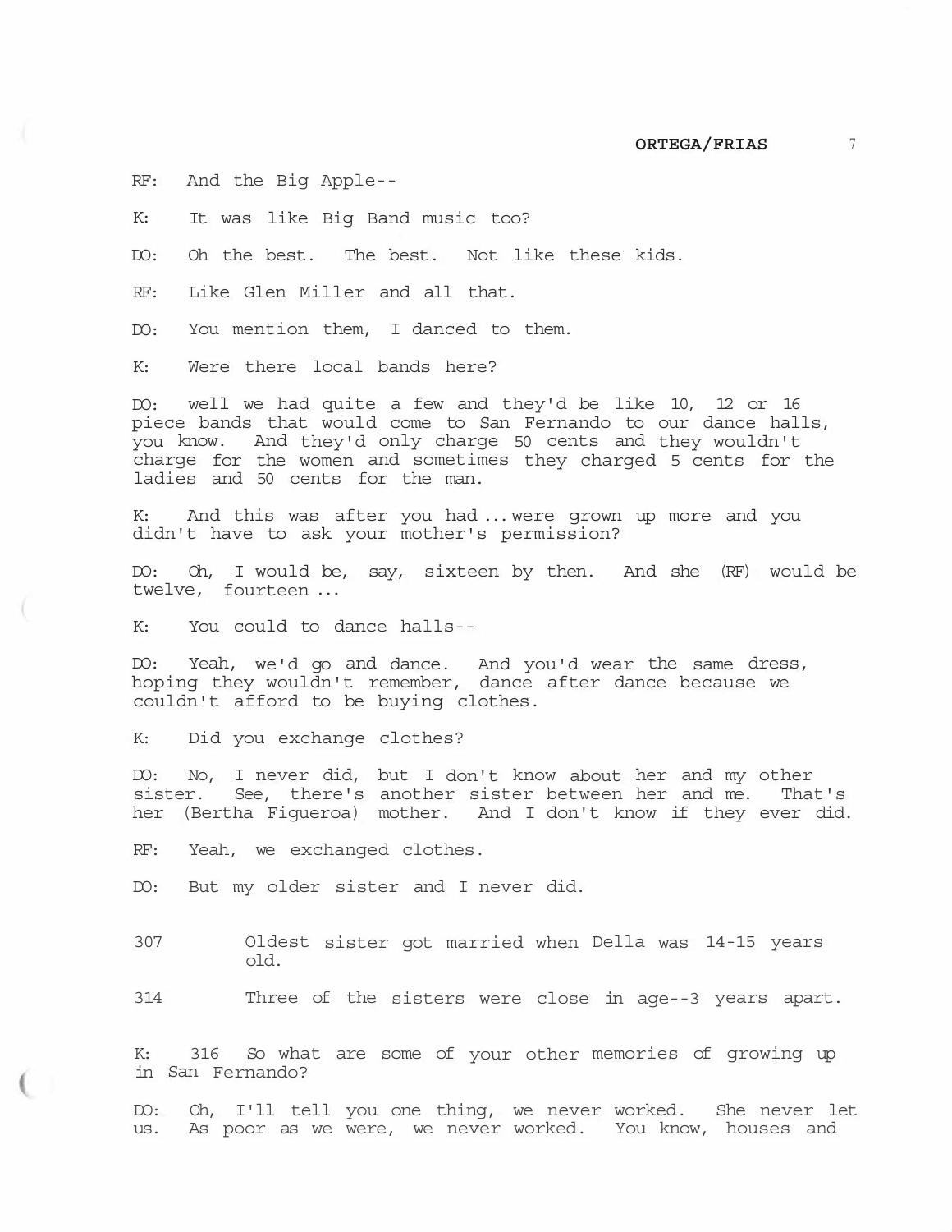RF: And the Big Apple--

K: It was like Big Band music too?

DO: Oh the best. The best. Not like these kids.

RF: Like Glen Miller and all that.

DO: You mention them, I danced to them.

K: Were there local bands here?

DO: well we had quite a few and they'd be like 10, 12 or 16 piece bands that would come to San Fernando to our dance halls, you know. And they'd only charge 50 cents and they wouldn't charge for the women and sometimes they charged 5 cents for the ladies and 50 cents for the man.

K: And this was after you had ... were grown up more and you didn't have to ask your mother's permission?

DO: Oh, I would be, say, sixteen by then. And she (RF) would be twelve, fourteen ...

K: You could to dance halls--

DO: Yeah, we'd go and dance. And you'd wear the same dress, hoping they wouldn't remember, dance after dance because we couldn't afford to be buying clothes.

K: Did you exchange clothes?

DO: No, I never did, but I don't know about her and my other sister. See, there's another sister between her and me. That's her (Bertha Figueroa) mother. And I don't know if they ever did.

RF: Yeah, we exchanged clothes.

DO: But my older sister and I never did.

307 Oldest sister got married when Della was 14-15 years old.

314 Three of the sisters were close in age--3 years apart.

K: 316 So what are some of your other memories of growing up in San Fernando?

DO: Oh, I'll tell you one thing, we never worked. She never let us. As poor as we were, we never worked. You know, houses and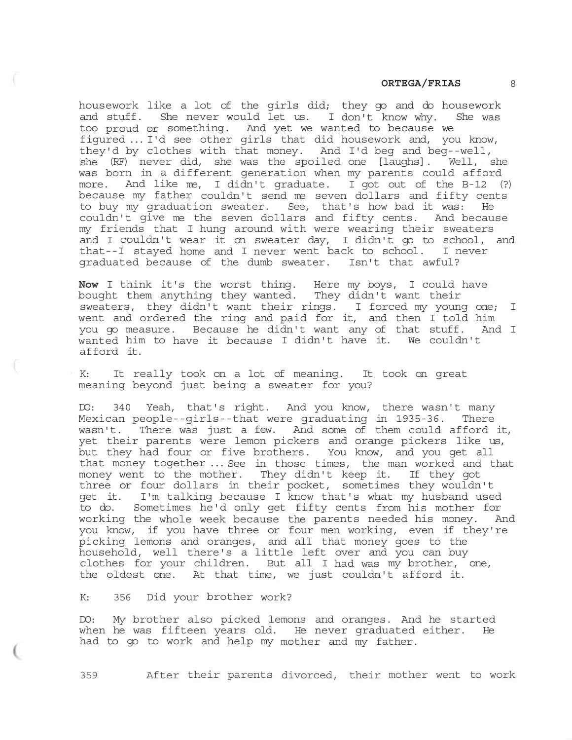housework like a lot of the girls did; they go and do housework and stuff. She never would let us. I don't know why. She was too proud or something. And yet we wanted to because we figured ... I'd see other girls that did housework and, you know, they'd by clothes with that money. And I'd beg and beg--well, she (RF) never did, she was the spoiled one [laughs]. Well, she was born in a different generation when my parents could afford more. And like me, I didn't graduate. I got out of the B-12 (?) because my father couldn't send me seven dollars and fifty cents to buy my graduation sweater. See, that's how bad it was: He couldn't give me the seven dollars and fifty cents. And because my friends that I hung around with were wearing their sweaters and I couldn't wear it on sweater day, I didn't go to school, and that--I stayed home and I never went back to school. I never graduated because of the dumb sweater. Isn't that awful?

**Now** I think it's the worst thing. Here my boys, I could have bought them anything they wanted. They didn't want their sweaters, they didn't want their rings. I forced my young one; I went and ordered the ring and paid for it, and then I told him you go measure. Because he didn't want any of that stuff. And I wanted him to have it because I didn't have it. We couldn't afford it.

K: It really took on a lot of meaning. It took on great meaning beyond just being a sweater for you?

DO: 340 Yeah, that's right. And you know, there wasn't many Mexican people--girls--that were graduating in 1935-36. There wasn't. There was just a few. And some of them could afford it, yet their parents were lemon pickers and orange pickers like us, but they had four or five brothers. You know, and you get all that money together ... See in those times, the man worked and that money went to the mother. They didn't keep it. If they got three or four dollars in their pocket, sometimes they wouldn't get it. I'm talking because I know that's what my husband used to do. Sometimes he'd only get fifty cents from his mother for working the whole week because the parents needed his money. And you know, if you have three or four men working, even if they're picking lemons and oranges, and all that money goes to the household, well there's a little left over and you can buy clothes for your children. But all I had was my brother, one, the oldest one. At that time, we just couldn't afford it.

K: 356 Did your brother work?

DO: My brother also picked lemons and oranges. And he started when he was fifteen years old. He never graduated either. He had to go to work and help my mother and my father.

359 After their parents divorced, their mother went to work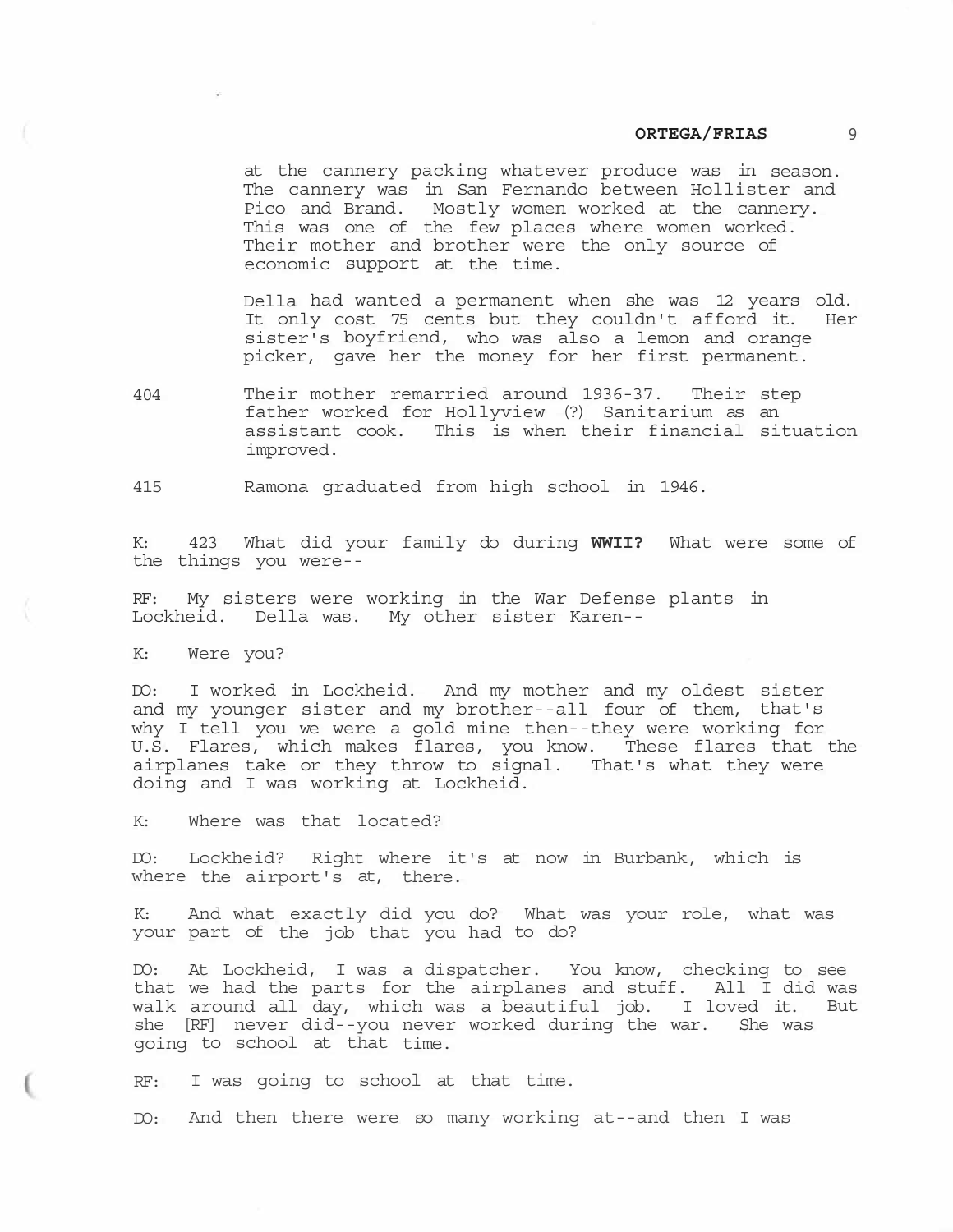at the cannery packing whatever produce was in season. The cannery was in San Fernando between Hollister and Pico and Brand. Mostly women worked at the cannery. This was one of the few places where women worked. Their mother and brother were the only source of economic support at the time.

Della had wanted a permanent when she was 12 years old. It only cost 75 cents but they couldn't afford it. Her sister's boyfriend, who was also a lemon and orange picker, gave her the money for her first permanent.

404 Their mother remarried around 1936-37. Their step father worked for Hollyview (?) Sanitarium as an assistant cook. This is when their financial situation improved.

415 Ramona graduated from high school in 1946.

K: 423 What did your family do during **WWII?** What were some of the things you were--

RF: My sisters were working in the War Defense plants in Lockheid. Della was. My other sister Karen--

K: Were you?

DO: I worked in Lockheid. And my mother and my oldest sister and my younger sister and my brother--all four of them, that's why I tell you we were a gold mine then--they were working for U.S. Flares, which makes flares, you know. These flares that the airplanes take or they throw to signal. That's what they were doing and I was working at Lockheid.

K: Where was that located?

DO: Lockheid? Right where it's at now in Burbank, which is where the airport's at, there.

K: And what exactly did you do? What was your role, what was your part of the job that you had to do?

DO: At Lockheid, I was a dispatcher. You know, checking to see that we had the parts for the airplanes and stuff. All I did was walk around all day, which was a beautiful job. I loved it. But she [RF] never did--you never worked during the war. She was going to school at that time.

RF: I was going to school at that time.

DO: And then there were so many working at--and then I was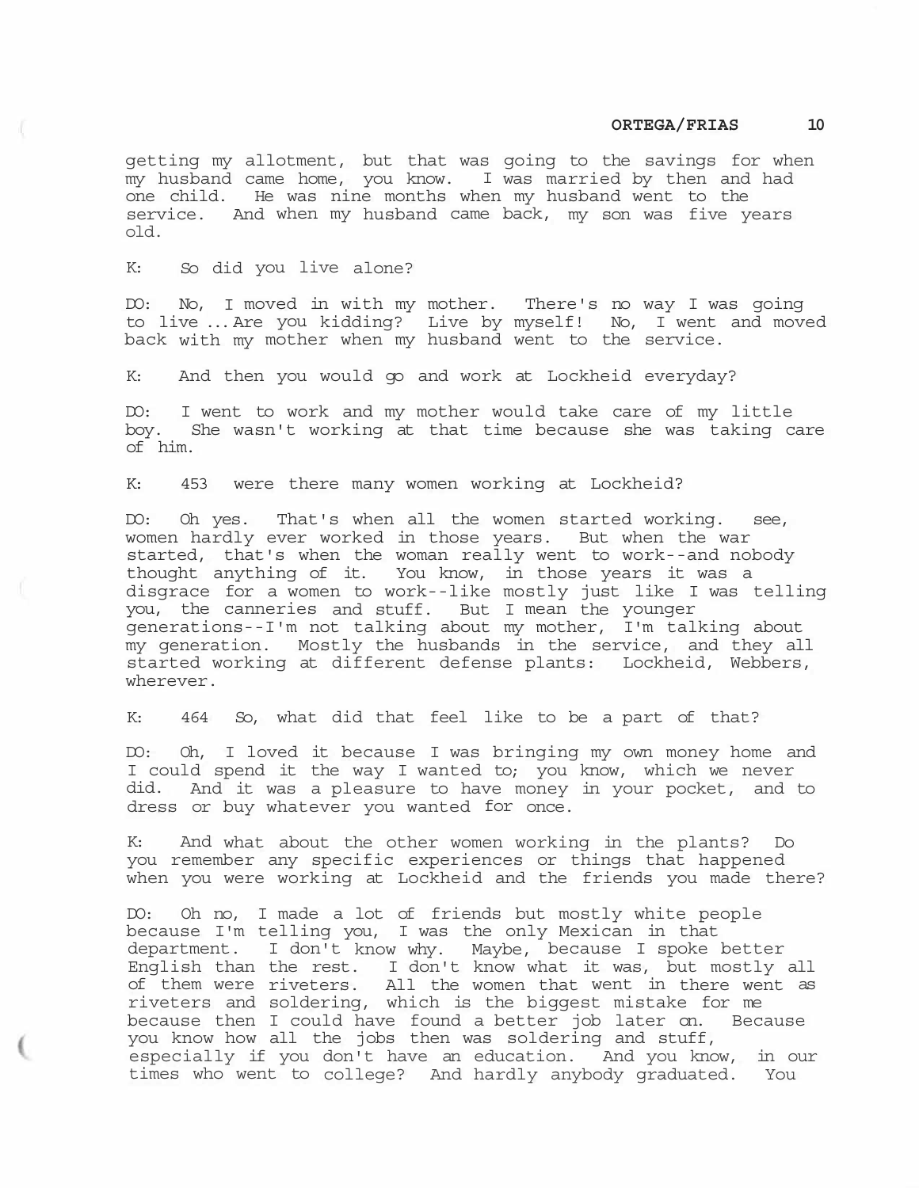getting my allotment, but that was going to the savings for when my husband came home, you know. I was married by then and had one child. He was nine months when my husband went to the service. And when my husband came back, my son was five years old.

K: So did you live alone?

DO: No, I moved in with my mother. There's no way I was going to live ... Are you kidding? Live by myself! No, I went and moved back with my mother when my husband went to the service.

K: And then you would go and work at Lockheid everyday?

DO: I went to work and my mother would take care of my little boy. She wasn't working at that time because she was taking care of him.

K: 453 were there many women working at Lockheid?

DO: Oh yes. That's when all the women started working. see, women hardly ever worked in those years. But when the war started, that's when the woman really went to work--and nobody thought anything of it. You know, in those years it was a disgrace for a women to work--like mostly just like I was telling you, the canneries and stuff. But I mean the younger generations--I'm not talking about my mother, I'm talking about my generation. Mostly the husbands in the service, and they all started working at different defense plants: Lockheid, Webbers, wherever.

K: 464 So, what did that feel like to be a part of that?

DO: Oh, I loved it because I was bringing my own money home and I could spend it the way I wanted to; you know, which we never did. And it was a pleasure to have money in your pocket, and to dress or buy whatever you wanted for once.

K: And what about the other women working in the plants? Do you remember any specific experiences or things that happened when you were working at Lockheid and the friends you made there?

DO: Oh no, I made a lot of friends but mostly white people because I'm telling you, I was the only Mexican in that department. I don't know why. Maybe, because I spoke better English than the rest. I don't know what it was, but mostly all of them were riveters. All the women that went in there went as riveters and soldering, which is the biggest mistake for me because then I could have found a better job later on. Because you know how all the jobs then was soldering and stuff, especially if you don't have an education. And you know, in our times who went to college? And hardly anybody graduated. You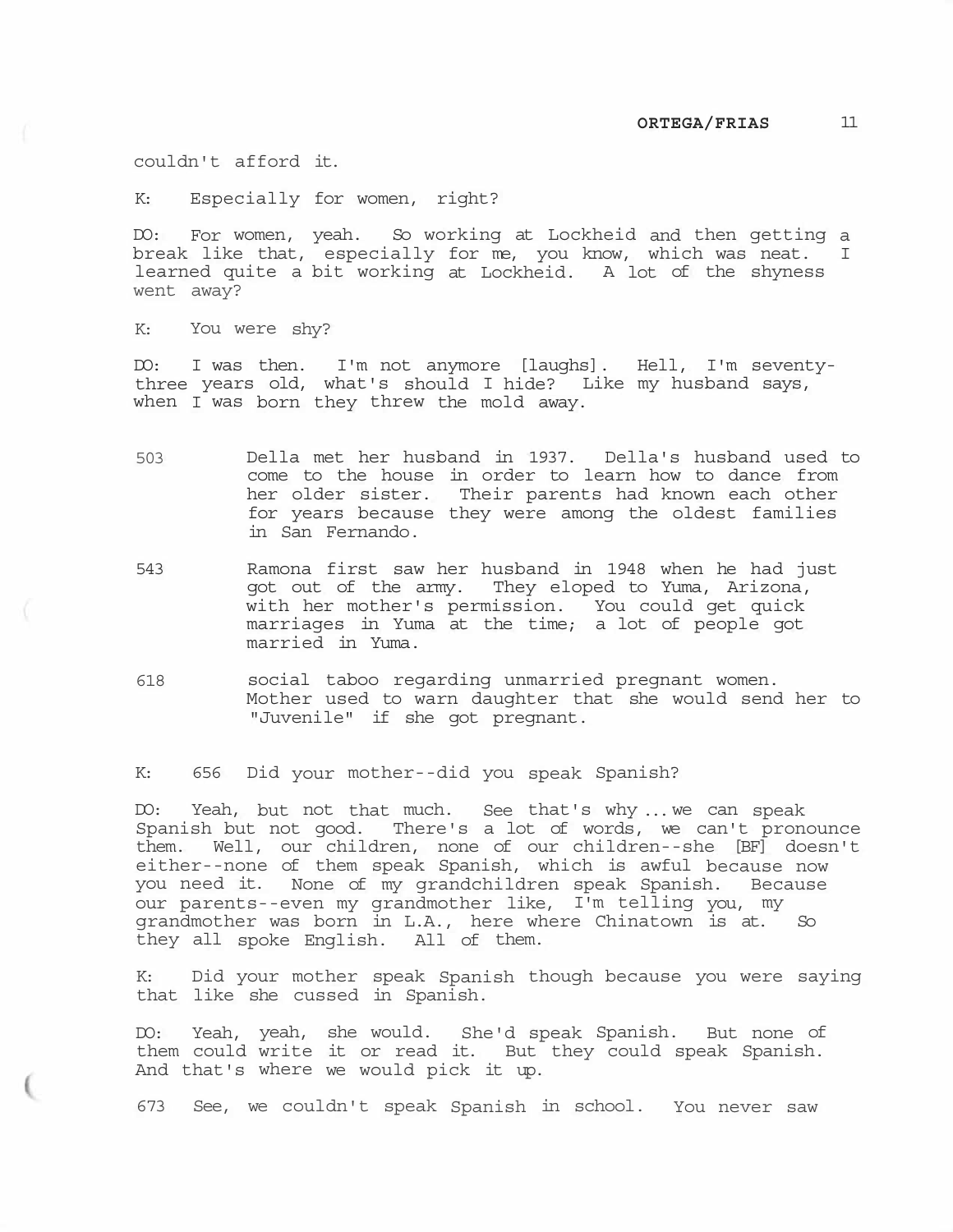couldn't afford it.

K: Especially for women, right?

DO: For women, yeah. So working at Lockheid and then getting a break like that, especially for me, you know, which was neat. I learned quite a bit working at Lockheid. A lot of the shyness went away?

K: You were shy?

DO: I was then. I'm not anymore [laughs]. Hell, I'm seventy-three years old, what's should I hide? Like my husband says, when I was born they threw the mold away.

503 Della met her husband in 1937. Della's husband used to come to the house in order to learn how to dance from her older sister. Their parents had known each other for years because they were among the oldest families in San Fernando.

543 Ramona first saw her husband in 1948 when he had just got out of the army. They eloped to Yuma, Arizona, with her mother's permission. You could get quick marriages in Yuma at the time; a lot of people got married in Yuma.

618 social taboo regarding unmarried pregnant women. Mother used to warn daughter that she would send her to "Juvenile" if she got pregnant.

K: 656 Did your mother--did you speak Spanish?

DO: Yeah, but not that much. See that's why ... we can speak Spanish but not good. There's a lot of words, we can't pronounce them. Well, our children, none of our children--she [BF] doesn't either--none of them speak Spanish, which is awful because now you need it. None of my grandchildren speak Spanish. Because our parents--even my grandmother like, I'm telling you, my grandmother was born in L.A., here where Chinatown is at. So they all spoke English. All of them.

K: Did your mother speak Spanish though because you were saying that like she cussed in Spanish.

DO: Yeah, yeah, she would. She'd speak Spanish. But none of them could write it or read it. But they could speak Spanish. And that's where we would pick it up.

673 See, we couldn't speak Spanish in school. You never saw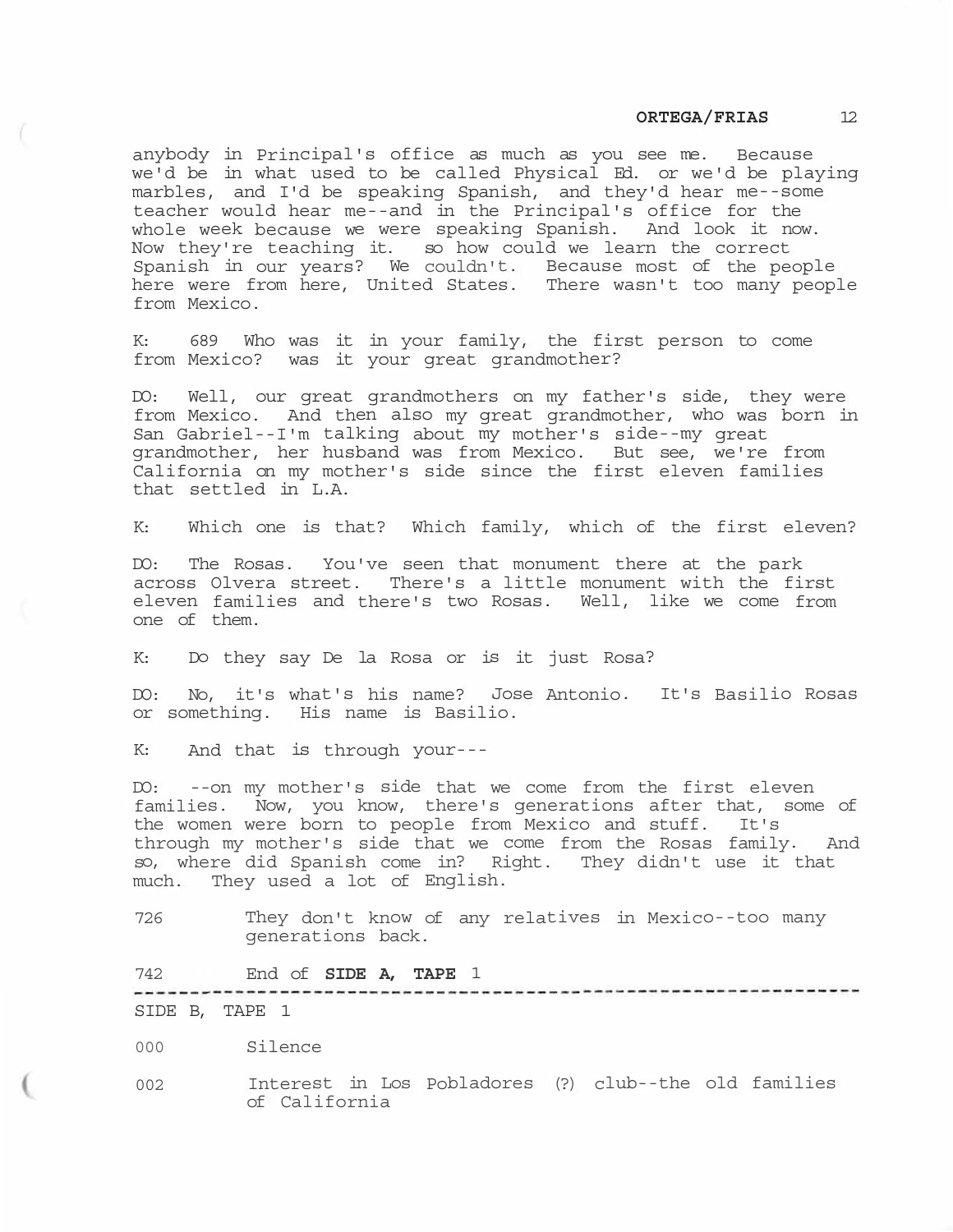anybody in Principal's office as much as you see me. Because we'd be in what used to be called Physical Ed. or we'd be playing marbles, and I'd be speaking Spanish, and they'd hear me--some teacher would hear me--and in the Principal's office for the whole week because we were speaking Spanish. And look it now. Now they're teaching it. so how could we learn the correct Spanish in our years? We couldn't. Because most of the people here were from here, United States. There wasn't too many people from Mexico.

K: 689 Who was it in your family, the first person to come from Mexico? was it your great grandmother?

DO: Well, our great grandmothers on my father's side, they were from Mexico. And then also my great grandmother, who was born in San Gabriel--I'm talking about my mother's side--my great grandmother, her husband was from Mexico. But see, we're from California on my mother's side since the first eleven families that settled in L.A.

K: Which one is that? Which family, which of the first eleven?

DO: The Rosas. You've seen that monument there at the park across Olvera street. There's a little monument with the first eleven families and there's two Rosas. Well, like we come from one of them.

K: Do they say De la Rosa or is it just Rosa?

DO: No, it's what's his name? Jose Antonio. It's Basilio Rosas or something. His name is Basilio.

K: And that is through your---

DO: --on my mother's side that we come from the first eleven families. Now, you know, there's generations after that, some of the women were born to people from Mexico and stuff. It's through my mother's side that we come from the Rosas family. And so, where did Spanish come in? Right. They didn't use it that much. They used a lot of English.

726 They don't know of any relatives in Mexico--too many generations back.

742 End of **SIDE A, TAPE** 1

---

SIDE B, TAPE 1

000 Silence

002 Interest in Los Pobladores (?) club--the old families of California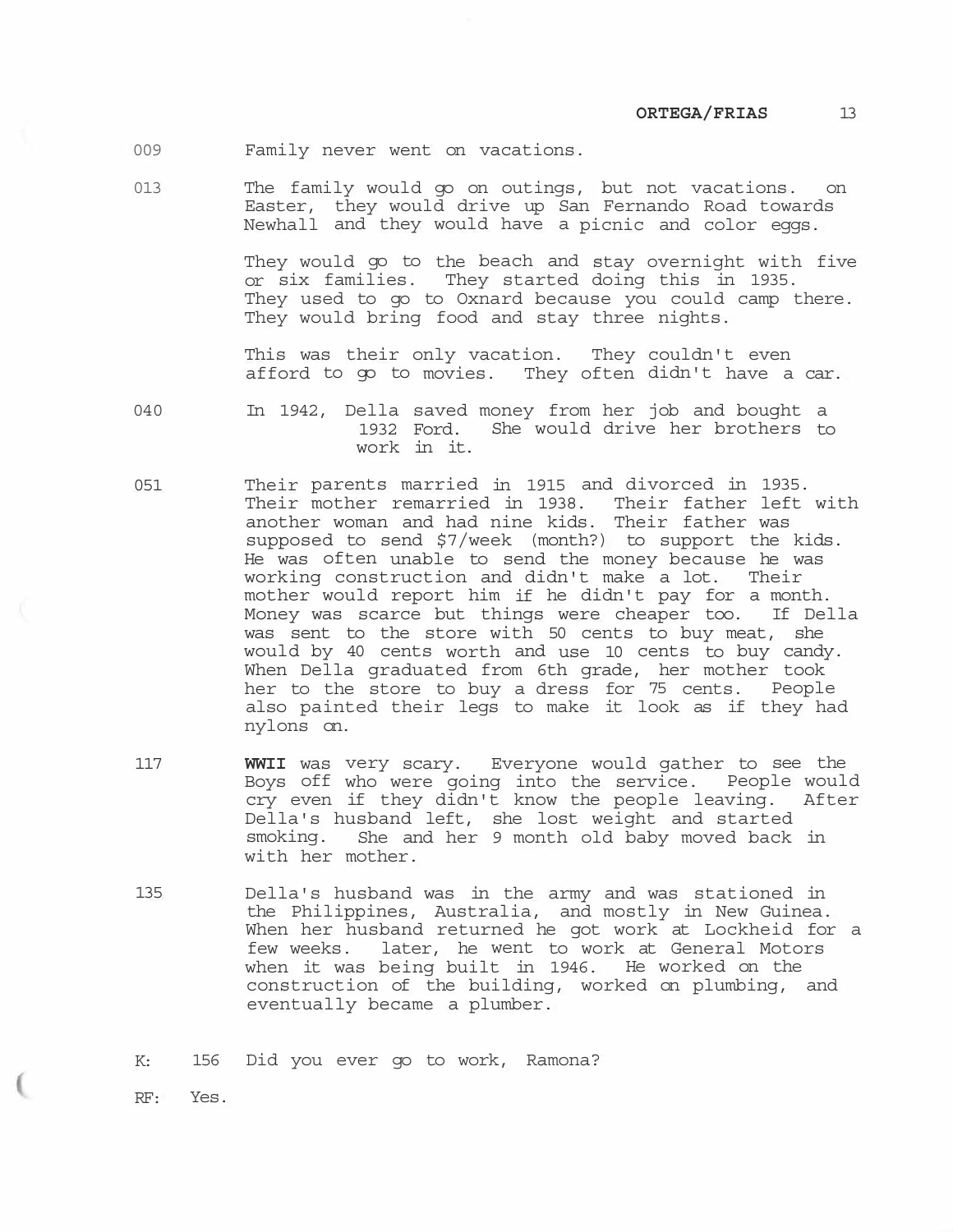009 Family never went on vacations.

013 The family would go on outings, but not vacations. on Easter, they would drive up San Fernando Road towards Newhall and they would have a picnic and color eggs.

They would go to the beach and stay overnight with five or six families. They started doing this in 1935. They used to go to Oxnard because you could camp there. They would bring food and stay three nights.

This was their only vacation. They couldn't even afford to go to movies. They often didn't have a car.

040 In 1942, Della saved money from her job and bought a 1932 Ford. She would drive her brothers to work in it.

051 Their parents married in 1915 and divorced in 1935. Their mother remarried in 1938. Their father left with another woman and had nine kids. Their father was supposed to send $7/week (month?) to support the kids. He was often unable to send the money because he was working construction and didn't make a lot. Their mother would report him if he didn't pay for a month. Money was scarce but things were cheaper too. If Della was sent to the store with 50 cents to buy meat, she would by 40 cents worth and use 10 cents to buy candy. When Della graduated from 6th grade, her mother took her to the store to buy a dress for 75 cents. People also painted their legs to make it look as if they had nylons on.

117 **WWII** was very scary. Everyone would gather to see the Boys off who were going into the service. People would cry even if they didn't know the people leaving. After Della's husband left, she lost weight and started smoking. She and her 9 month old baby moved back in with her mother.

135 Della's husband was in the army and was stationed in the Philippines, Australia, and mostly in New Guinea. When her husband returned he got work at Lockheid for a few weeks. later, he went to work at General Motors when it was being built in 1946. He worked on the construction of the building, worked on plumbing, and eventually became a plumber.

K: 156 Did you ever go to work, Ramona?

RF: Yes.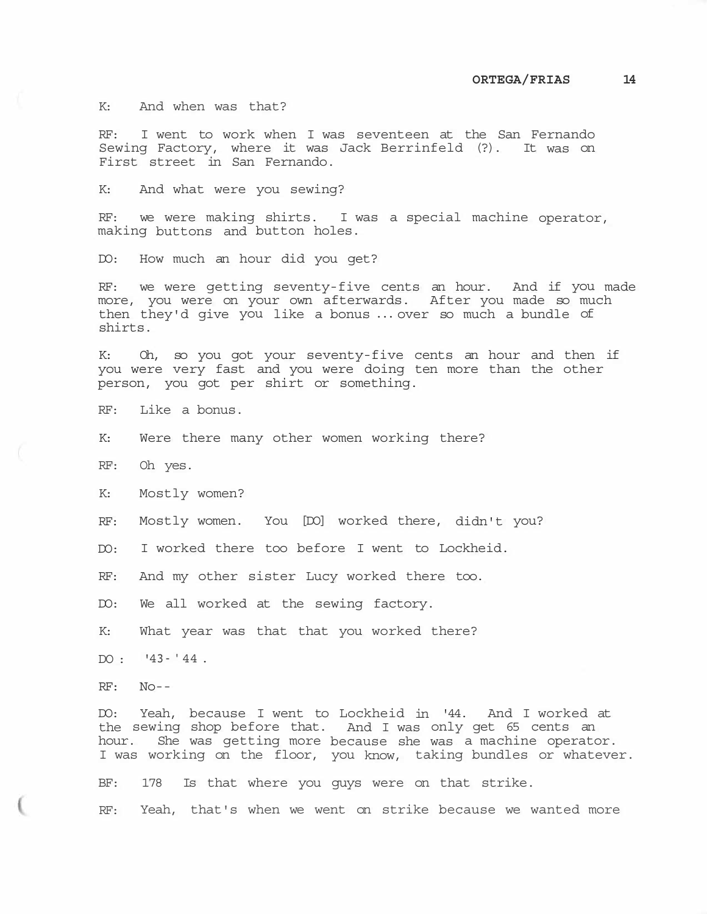K: And when was that?

RF: I went to work when I was seventeen at the San Fernando Sewing Factory, where it was Jack Berrinfeld (?). It was on First street in San Fernando.

K: And what were you sewing?

RF: we were making shirts. I was a special machine operator, making buttons and button holes.

DO: How much an hour did you get?

RF: we were getting seventy-five cents an hour. And if you made more, you were on your own afterwards. After you made so much then they'd give you like a bonus ... over so much a bundle of shirts.

K: Oh, so you got your seventy-five cents an hour and then if you were very fast and you were doing ten more than the other person, you got per shirt or something.

RF: Like a bonus.

K: Were there many other women working there?

RF: Oh yes.

K: Mostly women?

RF: Mostly women. You [DO] worked there, didn't you?

DO: I worked there too before I went to Lockheid.

RF: And my other sister Lucy worked there too.

DO: We all worked at the sewing factory.

K: What year was that that you worked there?

DO: '43-'44.

RF: No--

DO: Yeah, because I went to Lockheid in '44. And I worked at the sewing shop before that. And I was only get 65 cents an hour. She was getting more because she was a machine operator. I was working on the floor, you know, taking bundles or whatever.

BF: 178 Is that where you guys were on that strike.

RF: Yeah, that's when we went on strike because we wanted more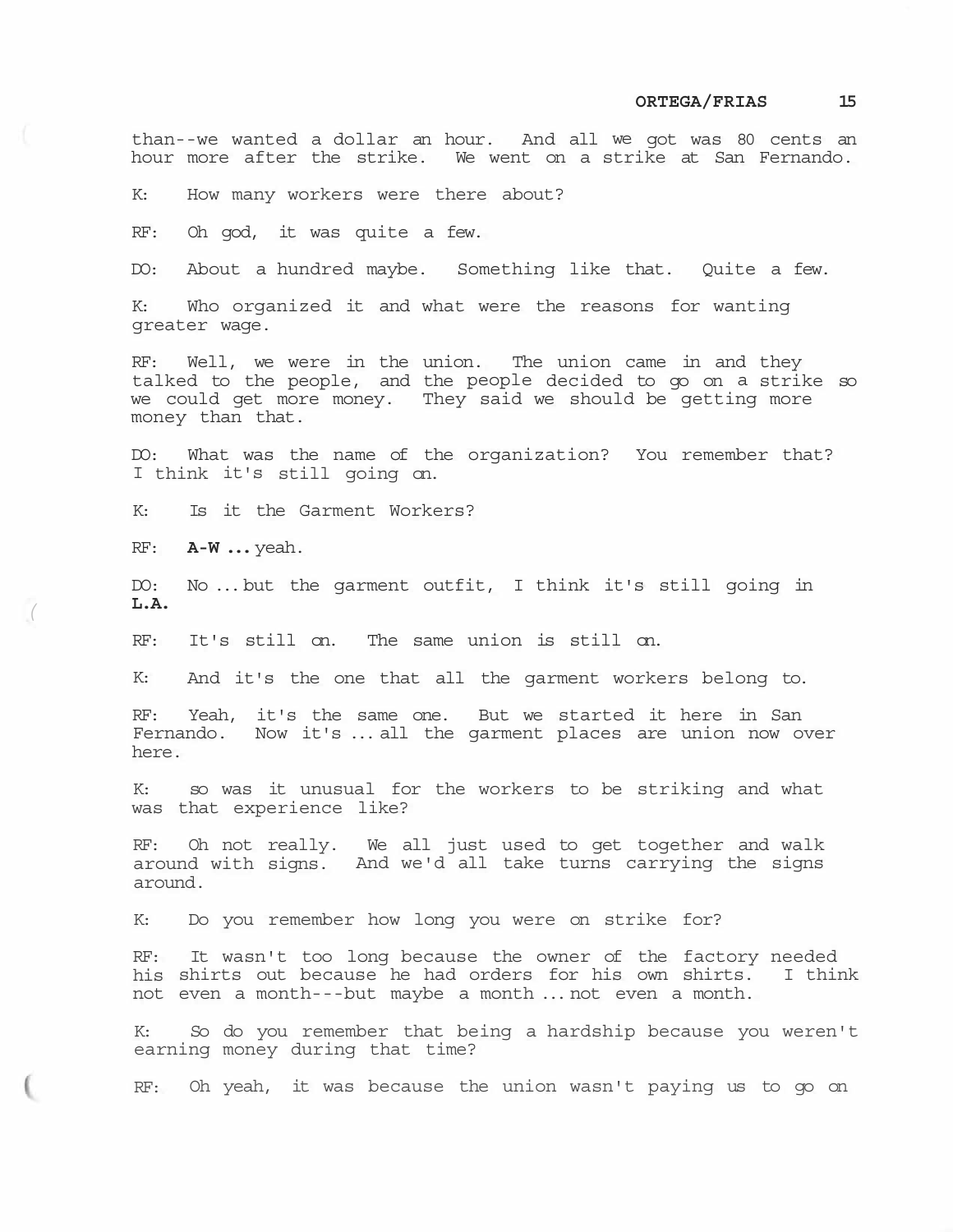than--we wanted a dollar an hour. And all we got was 80 cents an hour more after the strike. We went on a strike at San Fernando.

K: How many workers were there about?

RF: Oh god, it was quite a few.

DO: About a hundred maybe. Something like that. Quite a few.

K: Who organized it and what were the reasons for wanting greater wage.

RF: Well, we were in the union. The union came in and they talked to the people, and the people decided to go on a strike so we could get more money. They said we should be getting more money than that.

DO: What was the name of the organization? You remember that? I think it's still going on.

K: Is it the Garment Workers?

RF: **A-W ...** yeah.

DO: No ... but the garment outfit, I think it's still going in **L.A.**

RF: It's still on. The same union is still on.

K: And it's the one that all the garment workers belong to.

RF: Yeah, it's the same one. But we started it here in San Fernando. Now it's ... all the garment places are union now over here.

K: so was it unusual for the workers to be striking and what was that experience like?

RF: Oh not really. We all just used to get together and walk around with signs. And we'd all take turns carrying the signs around.

K: Do you remember how long you were on strike for?

RF: It wasn't too long because the owner of the factory needed his shirts out because he had orders for his own shirts. I think not even a month---but maybe a month ... not even a month.

K: So do you remember that being a hardship because you weren't earning money during that time?

RF: Oh yeah, it was because the union wasn't paying us to go on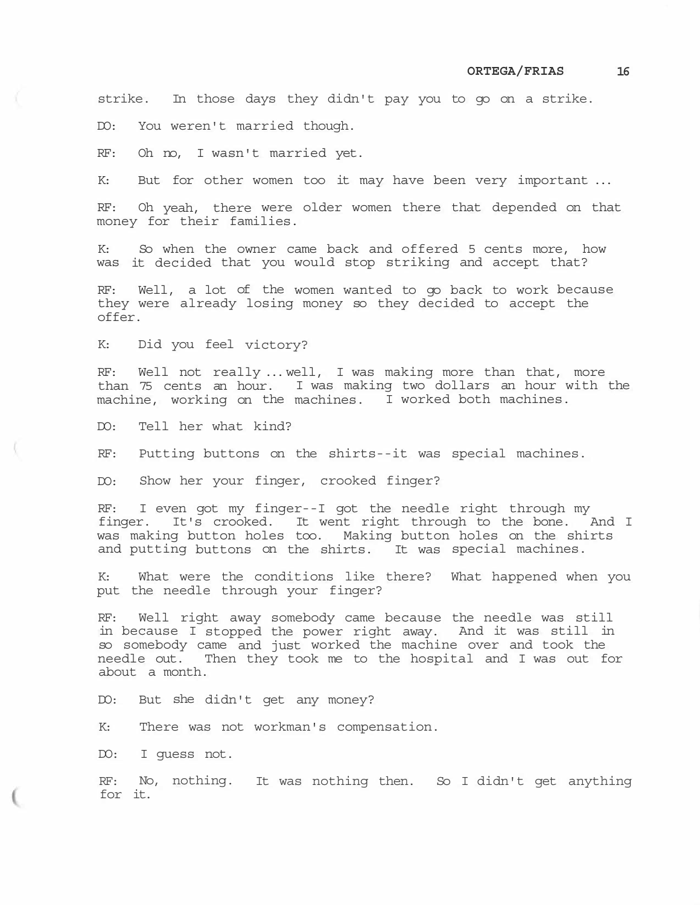strike. In those days they didn't pay you to go on a strike.

DO: You weren't married though.

RF: Oh no, I wasn't married yet.

K: But for other women too it may have been very important ...

RF: Oh yeah, there were older women there that depended on that money for their families.

K: So when the owner came back and offered 5 cents more, how was it decided that you would stop striking and accept that?

RF: Well, a lot of the women wanted to go back to work because they were already losing money so they decided to accept the offer.

K: Did you feel victory?

RF: Well not really ... well, I was making more than that, more than 75 cents an hour. I was making two dollars an hour with the machine, working on the machines. I worked both machines.

DO: Tell her what kind?

RF: Putting buttons on the shirts--it was special machines.

DO: Show her your finger, crooked finger?

RF: I even got my finger--I got the needle right through my finger. It's crooked. It went right through to the bone. And I was making button holes too. Making button holes on the shirts and putting buttons on the shirts. It was special machines.

K: What were the conditions like there? What happened when you put the needle through your finger?

RF: Well right away somebody came because the needle was still in because I stopped the power right away. And it was still in so somebody came and just worked the machine over and took the needle out. Then they took me to the hospital and I was out for about a month.

DO: But she didn't get any money?

K: There was not workman's compensation.

DO: I guess not.

RF: No, nothing. It was nothing then. So I didn't get anything for it.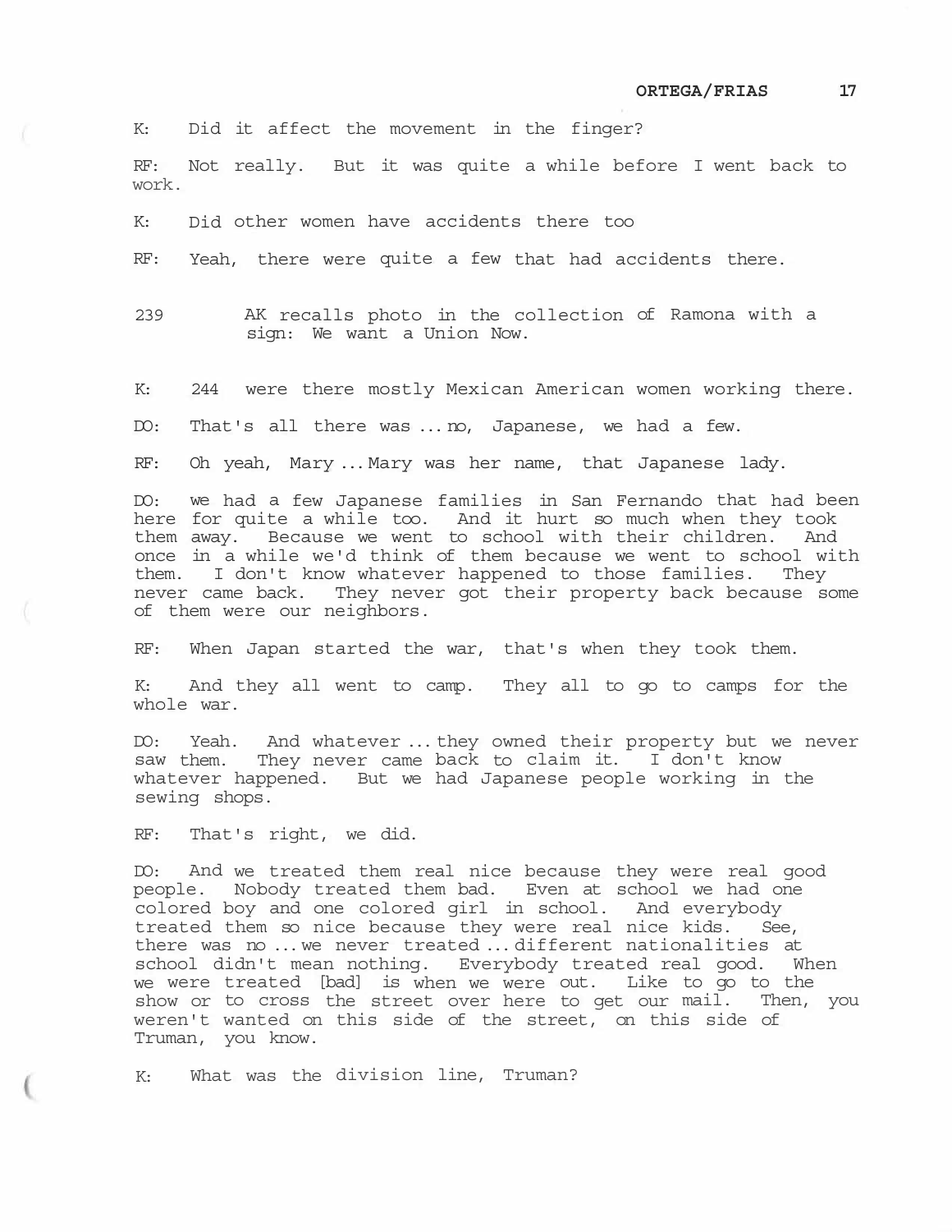K: Did it affect the movement in the finger?

RF: Not really. But it was quite a while before I went back to work.

K: Did other women have accidents there too

RF: Yeah, there were quite a few that had accidents there.

239 AK recalls photo in the collection of Ramona with a sign: We want a Union Now.

K: 244 were there mostly Mexican American women working there.

DO: That's all there was ... no, Japanese, we had a few.

RF: Oh yeah, Mary ... Mary was her name, that Japanese lady.

DO: we had a few Japanese families in San Fernando that had been here for quite a while too. And it hurt so much when they took them away. Because we went to school with their children. And once in a while we'd think of them because we went to school with them. I don't know whatever happened to those families. They never came back. They never got their property back because some of them were our neighbors.

RF: When Japan started the war, that's when they took them.

K: And they all went to camp. They all to go to camps for the whole war.

DO: Yeah. And whatever ... they owned their property but we never saw them. They never came back to claim it. I don't know whatever happened. But we had Japanese people working in the sewing shops.

RF: That's right, we did.

DO: And we treated them real nice because they were real good people. Nobody treated them bad. Even at school we had one colored boy and one colored girl in school. And everybody treated them so nice because they were real nice kids. See, there was no ... we never treated ... different nationalities at school didn't mean nothing. Everybody treated real good. When we were treated [bad] is when we were out. Like to go to the show or to cross the street over here to get our mail. Then, you weren't wanted on this side of the street, on this side of Truman, you know.

K: What was the division line, Truman?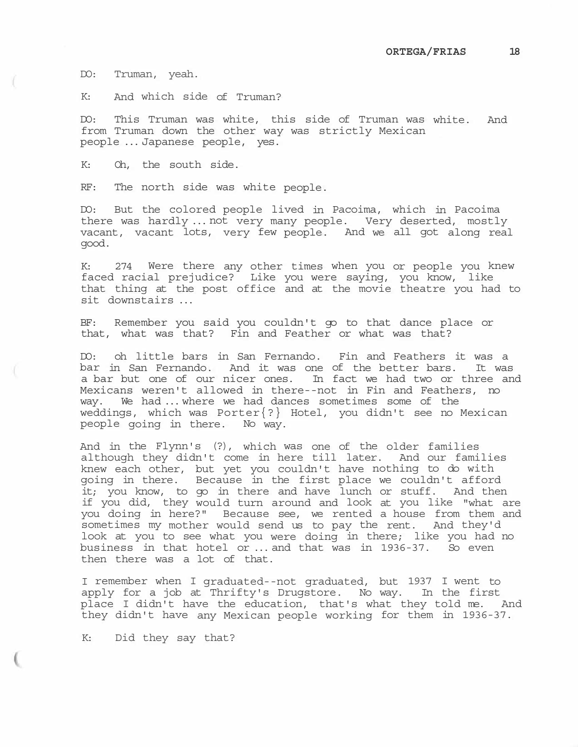DO: Truman, yeah.

K: And which side of Truman?

DO: This Truman was white, this side of Truman was white. And from Truman down the other way was strictly Mexican people ... Japanese people, yes.

K: Oh, the south side.

RF: The north side was white people.

DO: But the colored people lived in Pacoima, which in Pacoima there was hardly ... not very many people. Very deserted, mostly vacant, vacant lots, very few people. And we all got along real good.

K: 274 Were there any other times when you or people you knew faced racial prejudice? Like you were saying, you know, like that thing at the post office and at the movie theatre you had to sit downstairs ...

BF: Remember you said you couldn't go to that dance place or that, what was that? Fin and Feather or what was that?

DO: oh little bars in San Fernando. Fin and Feathers it was a bar in San Fernando. And it was one of the better bars. It was a bar but one of our nicer ones. In fact we had two or three and Mexicans weren't allowed in there--not in Fin and Feathers, no way. We had ... where we had dances sometimes some of the weddings, which was Porter{?} Hotel, you didn't see no Mexican people going in there. No way.

And in the Flynn's (?), which was one of the older families although they didn't come in here till later. And our families knew each other, but yet you couldn't have nothing to do with going in there. Because in the first place we couldn't afford it; you know, to go in there and have lunch or stuff. And then if you did, they would turn around and look at you like "what are you doing in here?" Because see, we rented a house from them and sometimes my mother would send us to pay the rent. And they'd look at you to see what you were doing in there; like you had no business in that hotel or ... and that was in 1936-37. So even then there was a lot of that.

I remember when I graduated--not graduated, but 1937 I went to apply for a job at Thrifty's Drugstore. No way. In the first place I didn't have the education, that's what they told me. And they didn't have any Mexican people working for them in 1936-37.

K: Did they say that?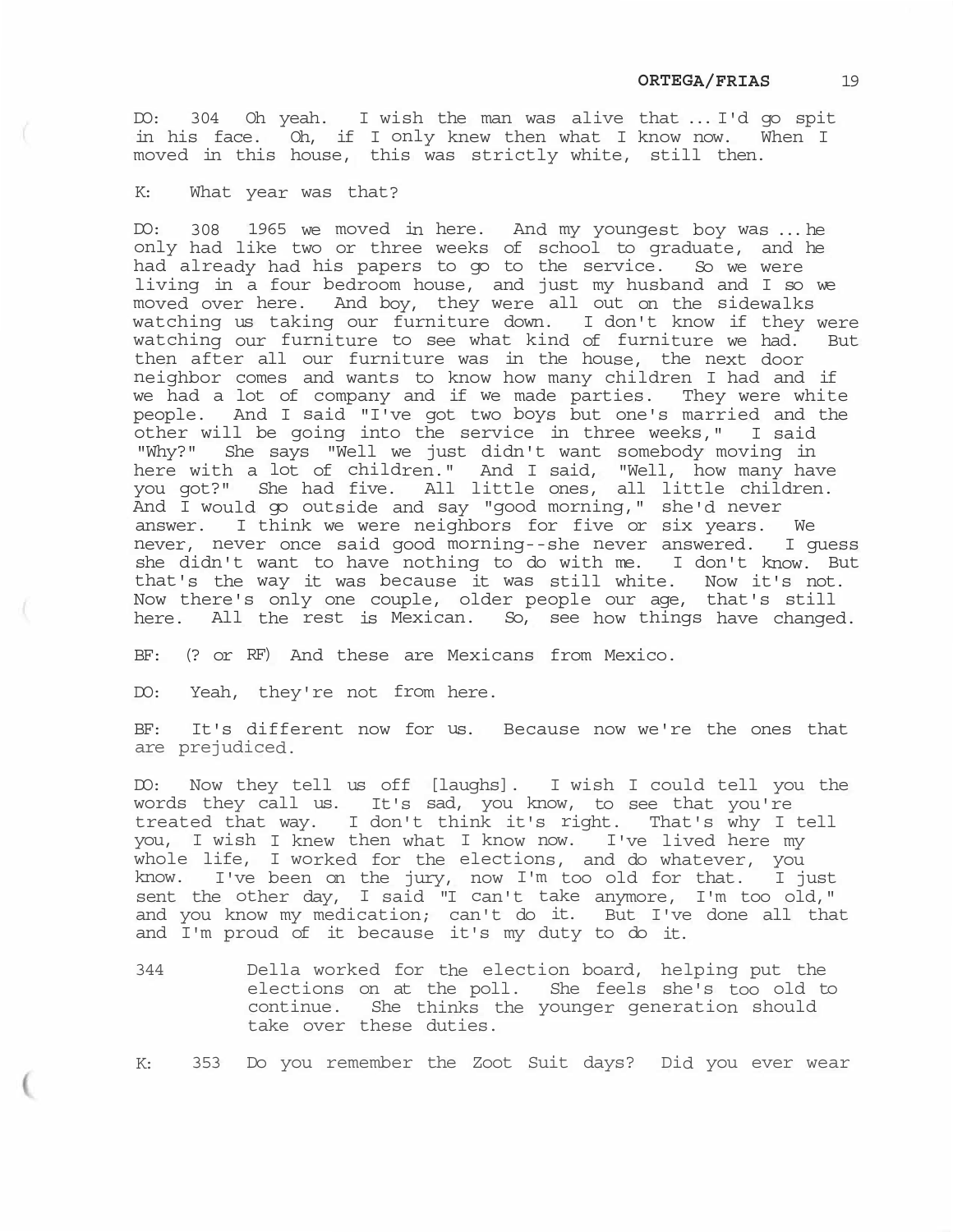DO: 304 Oh yeah. I wish the man was alive that ... I'd go spit in his face. Oh, if I only knew then what I know now. When I moved in this house, this was strictly white, still then.

K: What year was that?

DO: 308 1965 we moved in here. And my youngest boy was ... he only had like two or three weeks of school to graduate, and he had already had his papers to go to the service. So we were living in a four bedroom house, and just my husband and I so we moved over here. And boy, they were all out on the sidewalks watching us taking our furniture down. I don't know if they were watching our furniture to see what kind of furniture we had. But then after all our furniture was in the house, the next door neighbor comes and wants to know how many children I had and if we had a lot of company and if we made parties. They were white people. And I said "I've got two boys but one's married and the other will be going into the service in three weeks," I said "Why?" She says "Well we just didn't want somebody moving in here with a lot of children." And I said, "Well, how many have you got?" She had five. All little ones, all little children. And I would go outside and say "good morning," she'd never answer. I think we were neighbors for five or six years. We never, never once said good morning--she never answered. I guess she didn't want to have nothing to do with me. I don't know. But that's the way it was because it was still white. Now it's not. Now there's only one couple, older people our age, that's still here. All the rest is Mexican. So, see how things have changed.

BF: (? or RF) And these are Mexicans from Mexico.

DO: Yeah, they're not from here.

BF: It's different now for us. Because now we're the ones that are prejudiced.

DO: Now they tell us off [laughs]. I wish I could tell you the words they call us. It's sad, you know, to see that you're treated that way. I don't think it's right. That's why I tell you, I wish I knew then what I know now. I've lived here my whole life, I worked for the elections, and do whatever, you know. I've been on the jury, now I'm too old for that. I just sent the other day, I said "I can't take anymore, I'm too old," and you know my medication; can't do it. But I've done all that and I'm proud of it because it's my duty to do it.

344 Della worked for the election board, helping put the elections on at the poll. She feels she's too old to continue. She thinks the younger generation should take over these duties.

K: 353 Do you remember the Zoot Suit days? Did you ever wear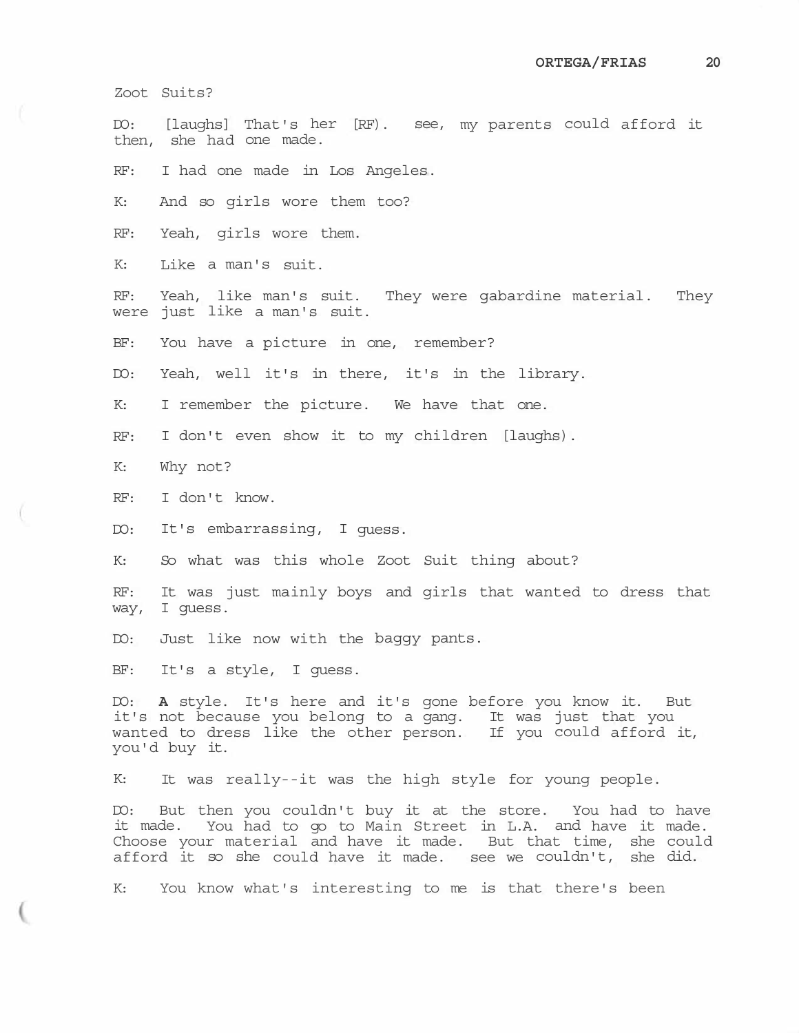Zoot Suits?

DO: [laughs] That's her [RF). see, my parents could afford it then, she had one made.

RF: I had one made in Los Angeles.

K: And so girls wore them too?

RF: Yeah, girls wore them.

K: Like a man's suit.

RF: Yeah, like man's suit. They were gabardine material. They were just like a man's suit.

BF: You have a picture in one, remember?

DO: Yeah, well it's in there, it's in the library.

K: I remember the picture. We have that one.

RF: I don't even show it to my children [laughs).

K: Why not?

RF: I don't know.

DO: It's embarrassing, I guess.

K: So what was this whole Zoot Suit thing about?

RF: It was just mainly boys and girls that wanted to dress that way, I guess.

DO: Just like now with the baggy pants.

BF: It's a style, I guess.

DO: **A** style. It's here and it's gone before you know it. But it's not because you belong to a gang. It was just that you wanted to dress like the other person. If you could afford it, you'd buy it.

K: It was really--it was the high style for young people.

DO: But then you couldn't buy it at the store. You had to have it made. You had to go to Main Street in L.A. and have it made. Choose your material and have it made. But that time, she could afford it so she could have it made. see we couldn't, she did.

K: You know what's interesting to me is that there's been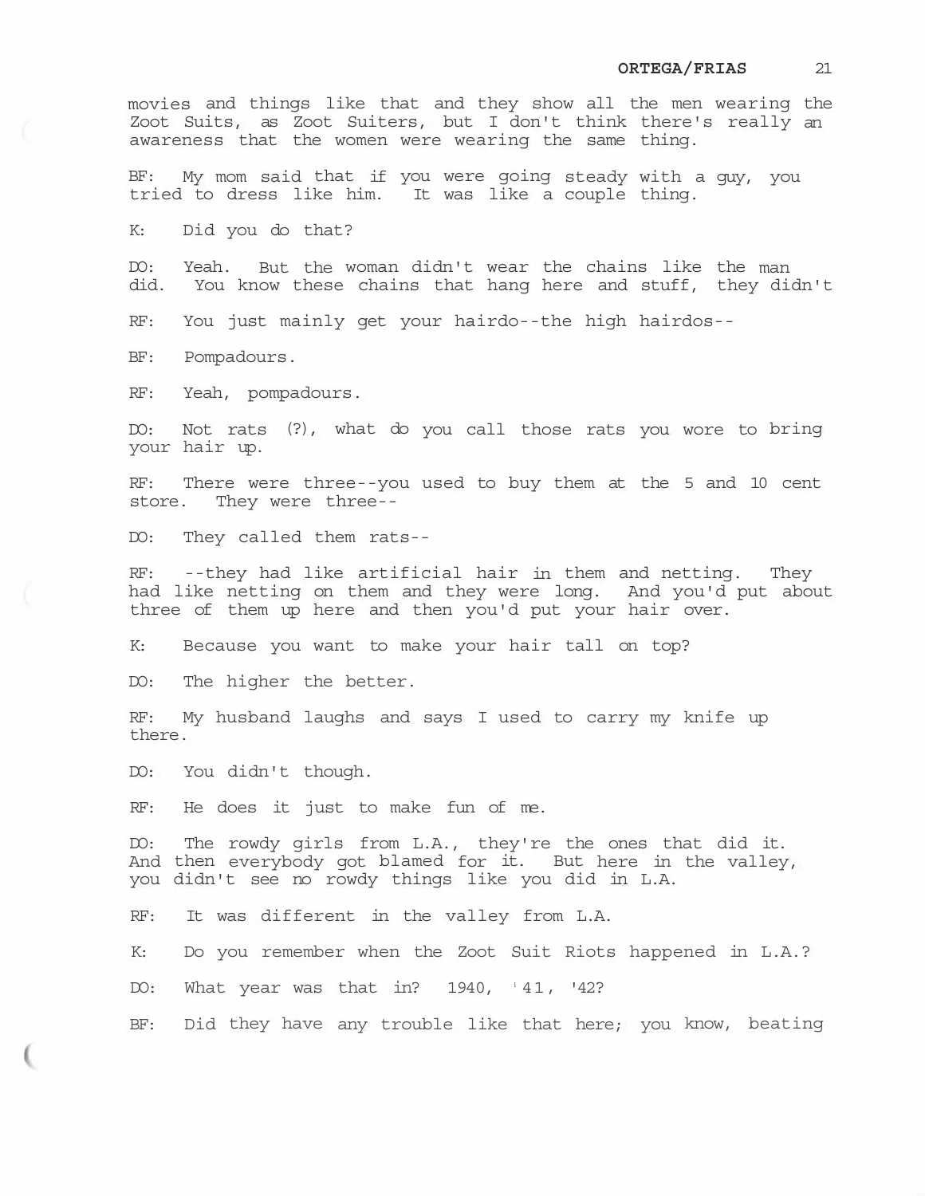movies and things like that and they show all the men wearing the Zoot Suits, as Zoot Suiters, but I don't think there's really an awareness that the women were wearing the same thing.

BF: My mom said that if you were going steady with a guy, you tried to dress like him. It was like a couple thing.

K: Did you do that?

DO: Yeah. But the woman didn't wear the chains like the man did. You know these chains that hang here and stuff, they didn't

RF: You just mainly get your hairdo--the high hairdos--

BF: Pompadours.

RF: Yeah, pompadours.

DO: Not rats (?), what do you call those rats you wore to bring your hair up.

RF: There were three--you used to buy them at the 5 and 10 cent store. They were three--

DO: They called them rats--

RF: --they had like artificial hair in them and netting. They had like netting on them and they were long. And you'd put about three of them up here and then you'd put your hair over.

K: Because you want to make your hair tall on top?

DO: The higher the better.

RF: My husband laughs and says I used to carry my knife up there.

DO: You didn't though.

RF: He does it just to make fun of me.

DO: The rowdy girls from L.A., they're the ones that did it. And then everybody got blamed for it. But here in the valley, you didn't see no rowdy things like you did in L.A.

RF: It was different in the valley from L.A.

K: Do you remember when the Zoot Suit Riots happened in L.A.?

DO: What year was that in? 1940, '41, '42?

BF: Did they have any trouble like that here; you know, beating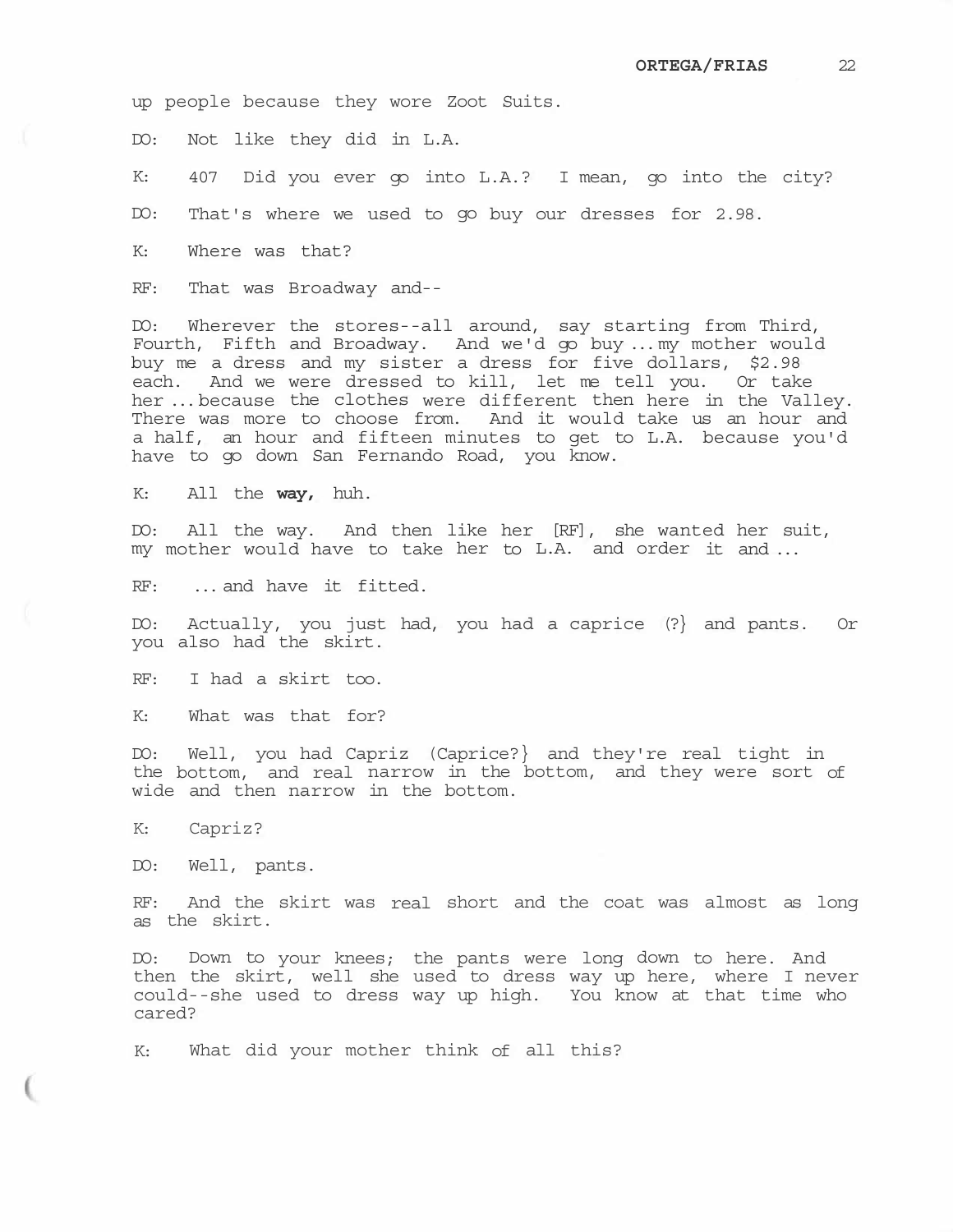up people because they wore Zoot Suits.

DO: Not like they did in L.A.

K: 407 Did you ever go into L.A.? I mean, go into the city?

DO: That's where we used to go buy our dresses for 2.98.

K: Where was that?

RF: That was Broadway and--

DO: Wherever the stores--all around, say starting from Third, Fourth, Fifth and Broadway. And we'd go buy ... my mother would buy me a dress and my sister a dress for five dollars, $2.98 each. And we were dressed to kill, let me tell you. Or take her ... because the clothes were different then here in the Valley. There was more to choose from. And it would take us an hour and a half, an hour and fifteen minutes to get to L.A. because you'd have to go down San Fernando Road, you know.

K: All the **way,** huh.

DO: All the way. And then like her [RF], she wanted her suit, my mother would have to take her to L.A. and order it and ...

RF: ... and have it fitted.

DO: Actually, you just had, you had a caprice (?} and pants. Or you also had the skirt.

RF: I had a skirt too.

K: What was that for?

DO: Well, you had Capriz (Caprice?} and they're real tight in the bottom, and real narrow in the bottom, and they were sort of wide and then narrow in the bottom.

K: Capriz?

DO: Well, pants.

RF: And the skirt was real short and the coat was almost as long as the skirt.

DO: Down to your knees; the pants were long down to here. And then the skirt, well she used to dress way up here, where I never could--she used to dress way up high. You know at that time who cared?

K: What did your mother think of all this?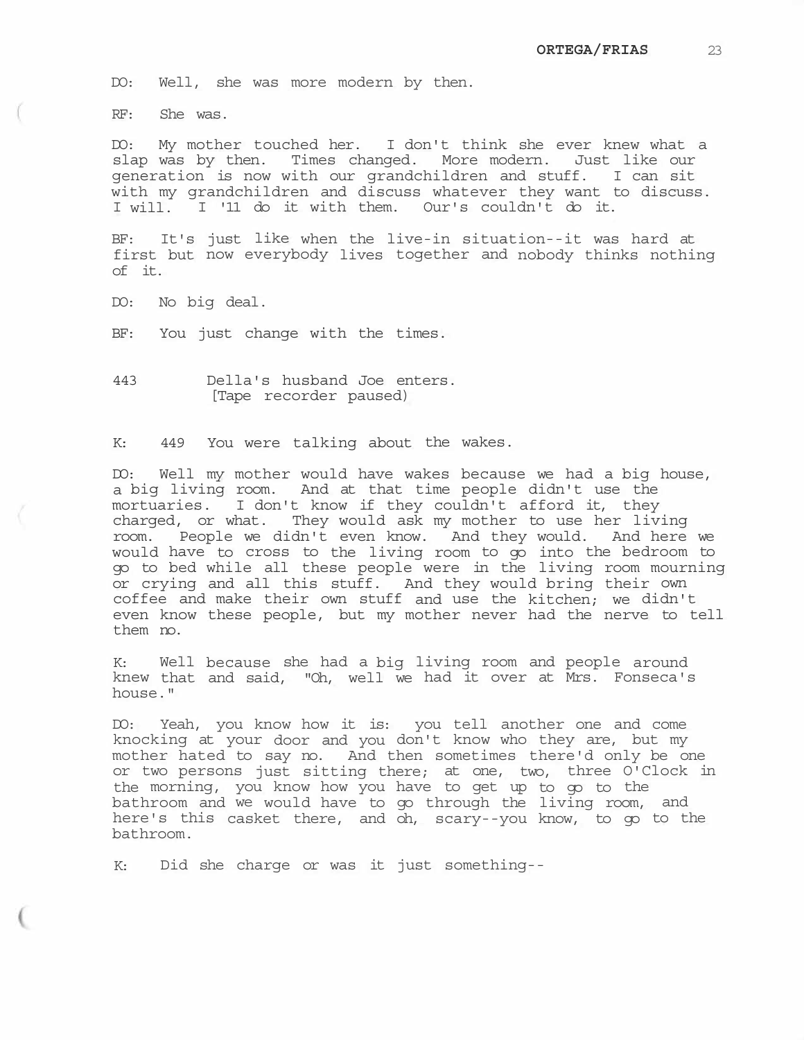DO: Well, she was more modern by then.

RF: She was.

DO: My mother touched her. I don't think she ever knew what a slap was by then. Times changed. More modern. Just like our generation is now with our grandchildren and stuff. I can sit with my grandchildren and discuss whatever they want to discuss. I will. I 'll do it with them. Our's couldn't do it.

BF: It's just like when the live-in situation--it was hard at first but now everybody lives together and nobody thinks nothing of it.

DO: No big deal.

BF: You just change with the times.

443 Della's husband Joe enters. [Tape recorder paused)

K: 449 You were talking about the wakes.

DO: Well my mother would have wakes because we had a big house, a big living room. And at that time people didn't use the mortuaries. I don't know if they couldn't afford it, they charged, or what. They would ask my mother to use her living room. People we didn't even know. And they would. And here we would have to cross to the living room to go into the bedroom to go to bed while all these people were in the living room mourning or crying and all this stuff. And they would bring their own coffee and make their own stuff and use the kitchen; we didn't even know these people, but my mother never had the nerve to tell them no.

K: Well because she had a big living room and people around knew that and said, "Oh, well we had it over at Mrs. Fonseca's house."

DO: Yeah, you know how it is: you tell another one and come knocking at your door and you don't know who they are, but my mother hated to say no. And then sometimes there'd only be one or two persons just sitting there; at one, two, three O'Clock in the morning, you know how you have to get up to go to the bathroom and we would have to go through the living room, and here's this casket there, and oh, scary--you know, to go to the bathroom.

K: Did she charge or was it just something--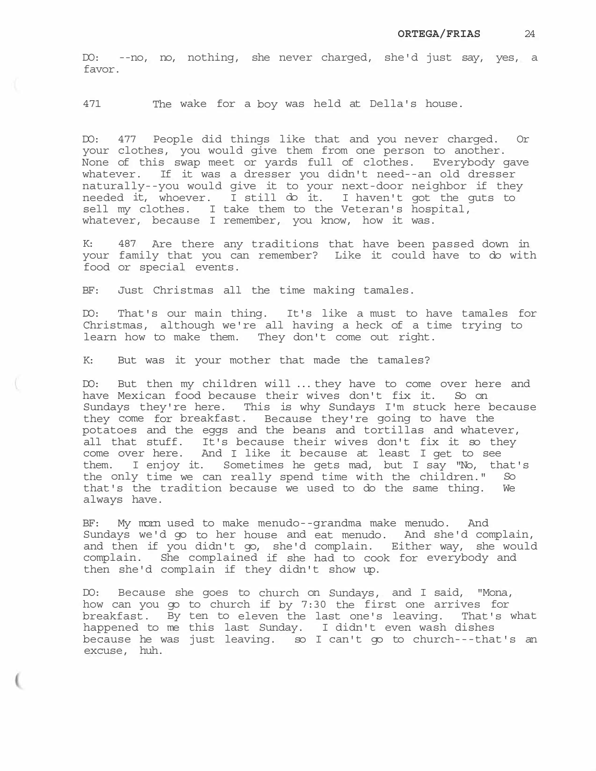DO: --no, no, nothing, she never charged, she'd just say, yes, a favor.

471 The wake for a boy was held at Della's house.

DO: 477 People did things like that and you never charged. Or your clothes, you would give them from one person to another. None of this swap meet or yards full of clothes. Everybody gave whatever. If it was a dresser you didn't need--an old dresser naturally--you would give it to your next-door neighbor if they needed it, whoever. I still do it. I haven't got the guts to sell my clothes. I take them to the Veteran's hospital, whatever, because I remember, you know, how it was.

K: 487 Are there any traditions that have been passed down in your family that you can remember? Like it could have to do with food or special events.

BF: Just Christmas all the time making tamales.

DO: That's our main thing. It's like a must to have tamales for Christmas, although we're all having a heck of a time trying to learn how to make them. They don't come out right.

K: But was it your mother that made the tamales?

DO: But then my children will ... they have to come over here and have Mexican food because their wives don't fix it. So on Sundays they're here. This is why Sundays I'm stuck here because they come for breakfast. Because they're going to have the potatoes and the eggs and the beans and tortillas and whatever, all that stuff. It's because their wives don't fix it so they come over here. And I like it because at least I get to see them. I enjoy it. Sometimes he gets mad, but I say "No, that's the only time we can really spend time with the children." So that's the tradition because we used to do the same thing. We always have.

BF: My mom used to make menudo--grandma make menudo. And Sundays we'd go to her house and eat menudo. And she'd complain, and then if you didn't go, she'd complain. Either way, she would complain. She complained if she had to cook for everybody and then she'd complain if they didn't show up.

DO: Because she goes to church on Sundays, and I said, "Mona, how can you go to church if by 7:30 the first one arrives for breakfast. By ten to eleven the last one's leaving. That's what happened to me this last Sunday. I didn't even wash dishes because he was just leaving. so I can't go to church---that's an excuse, huh.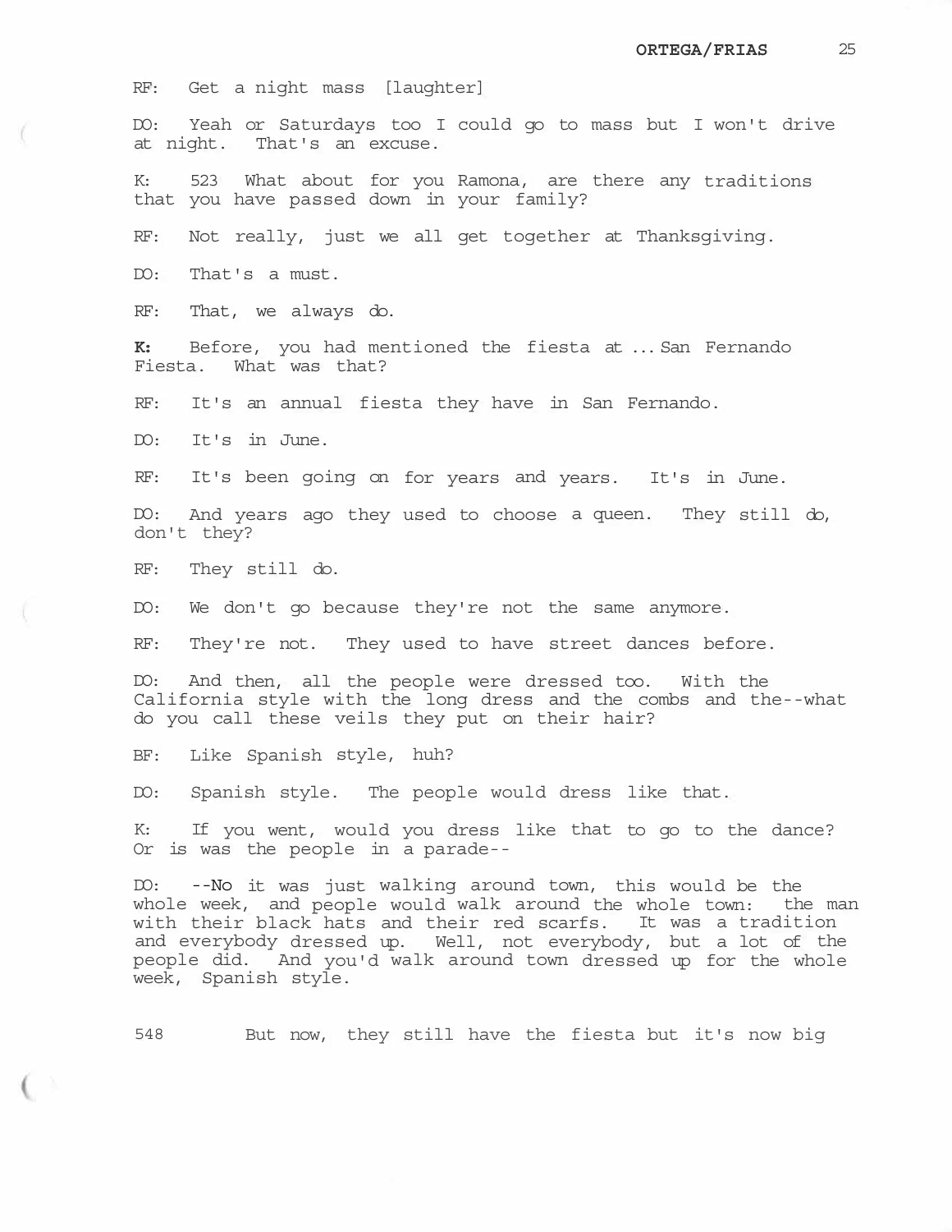RF: Get a night mass [laughter]

DO: Yeah or Saturdays too I could go to mass but I won't drive at night. That's an excuse.

K: 523 What about for you Ramona, are there any traditions that you have passed down in your family?

RF: Not really, just we all get together at Thanksgiving.

DO: That's a must.

RF: That, we always do.

**K:** Before, you had mentioned the fiesta at ... San Fernando Fiesta. What was that?

RF: It's an annual fiesta they have in San Fernando.

DO: It's in June.

RF: It's been going on for years and years. It's in June.

DO: And years ago they used to choose a queen. They still do, don't they?

RF: They still do.

DO: We don't go because they're not the same anymore.

RF: They're not. They used to have street dances before.

DO: And then, all the people were dressed too. With the California style with the long dress and the combs and the--what do you call these veils they put on their hair?

BF: Like Spanish style, huh?

DO: Spanish style. The people would dress like that.

K: If you went, would you dress like that to go to the dance? Or is was the people in a parade--

DO: --No it was just walking around town, this would be the whole week, and people would walk around the whole town: the man with their black hats and their red scarfs. It was a tradition and everybody dressed up. Well, not everybody, but a lot of the people did. And you'd walk around town dressed up for the whole week, Spanish style.

548 But now, they still have the fiesta but it's now big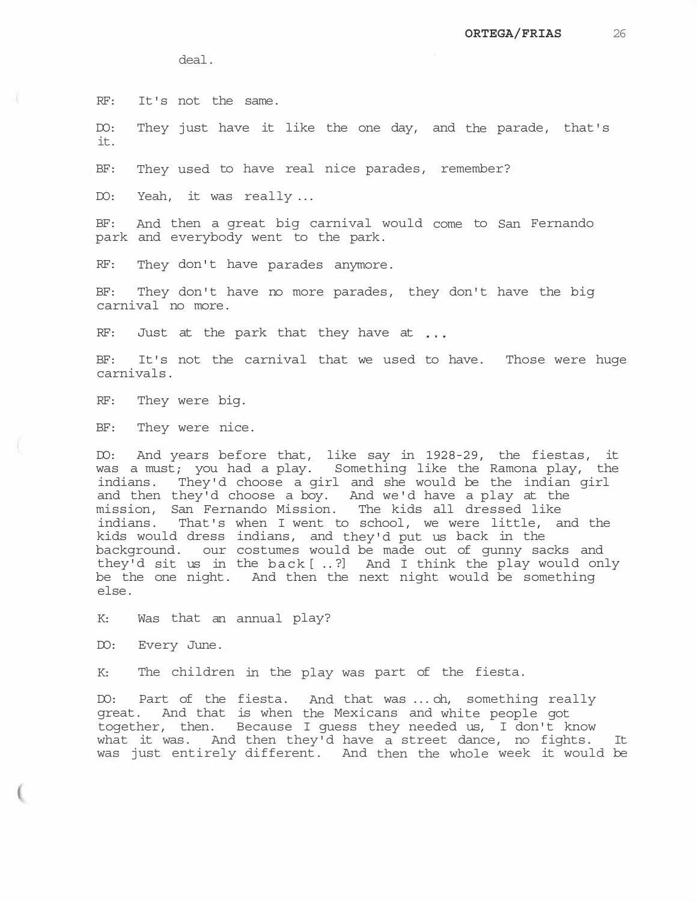deal.

RF: It's not the same.

DO: They just have it like the one day, and the parade, that's it.

BF: They used to have real nice parades, remember?

DO: Yeah, it was really ...

BF: And then a great big carnival would come to San Fernando park and everybody went to the park.

RF: They don't have parades anymore.

BF: They don't have no more parades, they don't have the big carnival no more.

RF: Just at the park that they have at ...

BF: It's not the carnival that we used to have. Those were huge carnivals.

RF: They were big.

BF: They were nice.

DO: And years before that, like say in 1928-29, the fiestas, it was a must; you had a play. Something like the Ramona play, the indians. They'd choose a girl and she would be the indian girl and then they'd choose a boy. And we'd have a play at the mission, San Fernando Mission. The kids all dressed like indians. That's when I went to school, we were little, and the kids would dress indians, and they'd put us back in the background. our costumes would be made out of gunny sacks and they'd sit us in the back [ ..?] And I think the play would only be the one night. And then the next night would be something else.

K: Was that an annual play?

DO: Every June.

K: The children in the play was part of the fiesta.

DO: Part of the fiesta. And that was ... oh, something really great. And that is when the Mexicans and white people got together, then. Because I guess they needed us, I don't know what it was. And then they'd have a street dance, no fights. It was just entirely different. And then the whole week it would be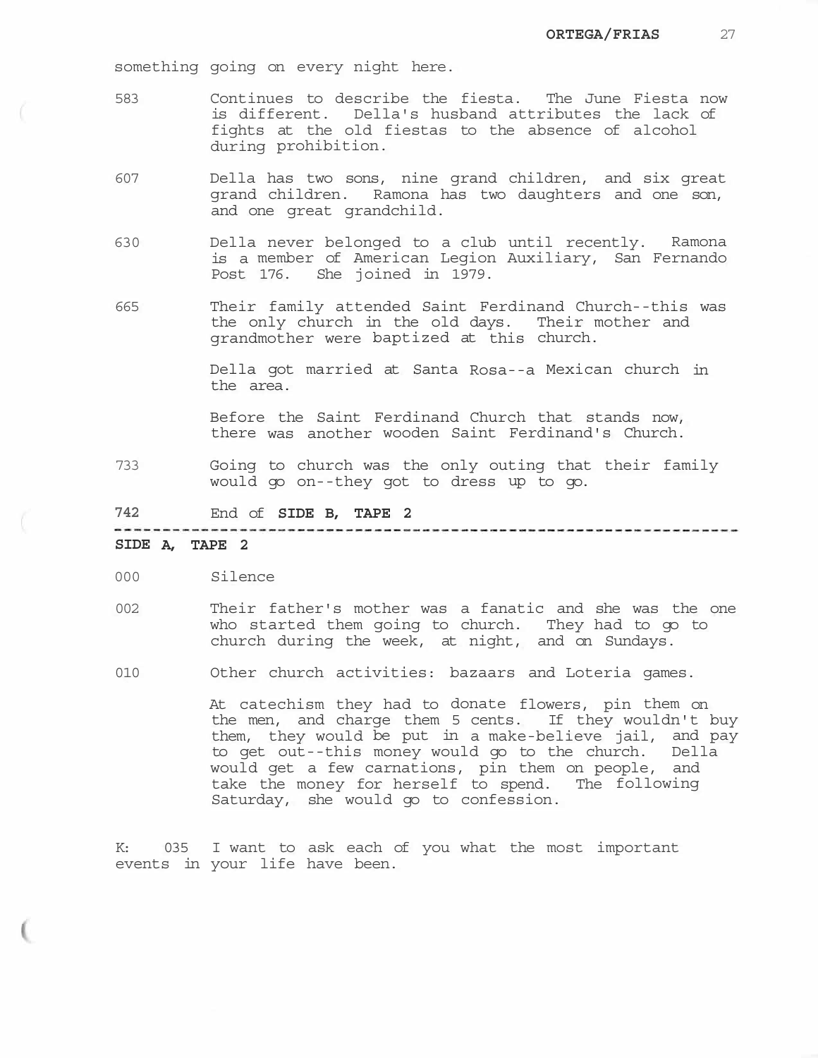something going on every night here.

583 Continues to describe the fiesta. The June Fiesta now is different. Della's husband attributes the lack of fights at the old fiestas to the absence of alcohol during prohibition.

607 Della has two sons, nine grand children, and six great grand children. Ramona has two daughters and one son, and one great grandchild.

630 Della never belonged to a club until recently. Ramona is a member of American Legion Auxiliary, San Fernando Post 176. She joined in 1979.

665 Their family attended Saint Ferdinand Church--this was the only church in the old days. Their mother and grandmother were baptized at this church.

Della got married at Santa Rosa--a Mexican church in the area.

Before the Saint Ferdinand Church that stands now, there was another wooden Saint Ferdinand's Church.

733 Going to church was the only outing that their family would go on--they got to dress up to go.

**742** End of **SIDE B, TAPE 2**

---

**SIDE A, TAPE 2**

000 Silence

002 Their father's mother was a fanatic and she was the one who started them going to church. They had to go to church during the week, at night, and on Sundays.

010 Other church activities: bazaars and Loteria games.

At catechism they had to donate flowers, pin them on the men, and charge them 5 cents. If they wouldn't buy them, they would be put in a make-believe jail, and pay to get out--this money would go to the church. Della would get a few carnations, pin them on people, and take the money for herself to spend. The following Saturday, she would go to confession.

K: 035 I want to ask each of you what the most important events in your life have been.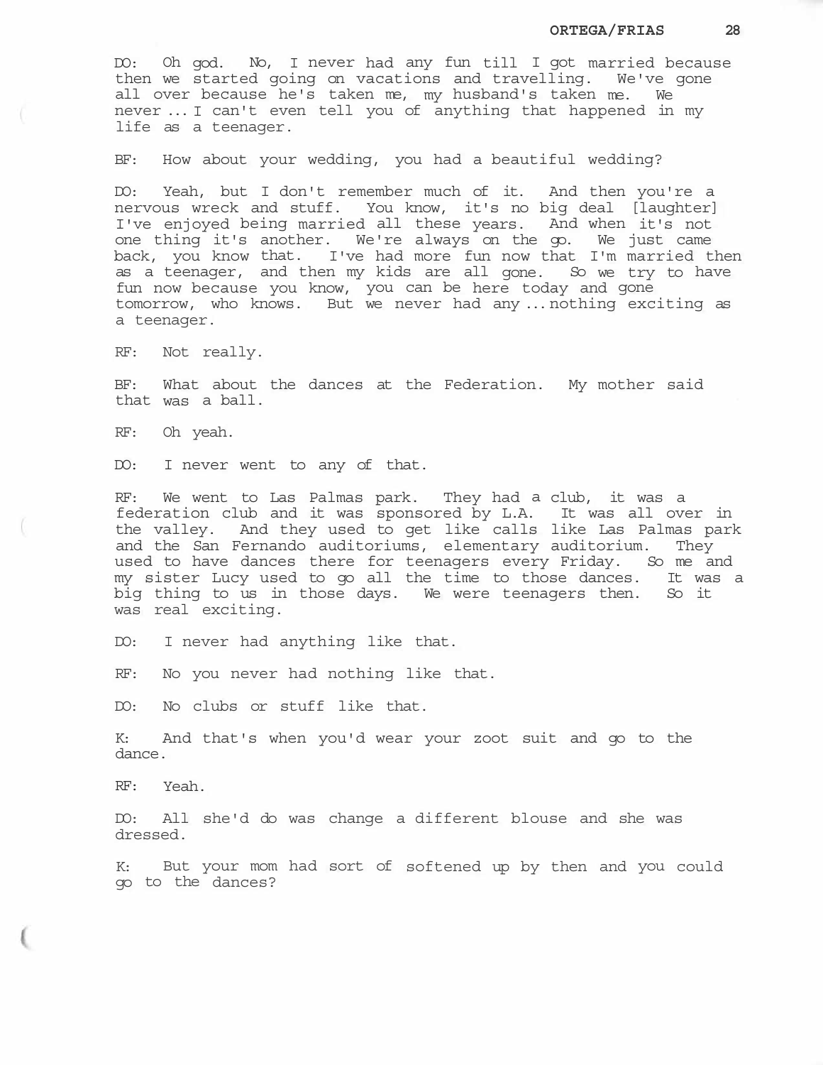DO: Oh god. No, I never had any fun till I got married because then we started going on vacations and travelling. We've gone all over because he's taken me, my husband's taken me. We never ... I can't even tell you of anything that happened in my life as a teenager.

BF: How about your wedding, you had a beautiful wedding?

DO: Yeah, but I don't remember much of it. And then you're a nervous wreck and stuff. You know, it's no big deal [laughter] I've enjoyed being married all these years. And when it's not one thing it's another. We're always on the go. We just came back, you know that. I've had more fun now that I'm married then as a teenager, and then my kids are all gone. So we try to have fun now because you know, you can be here today and gone tomorrow, who knows. But we never had any ... nothing exciting as a teenager.

RF: Not really.

BF: What about the dances at the Federation. My mother said that was a ball.

RF: Oh yeah.

DO: I never went to any of that.

RF: We went to Las Palmas park. They had a club, it was a federation club and it was sponsored by L.A. It was all over in the valley. And they used to get like calls like Las Palmas park and the San Fernando auditoriums, elementary auditorium. They used to have dances there for teenagers every Friday. So me and my sister Lucy used to go all the time to those dances. It was a big thing to us in those days. We were teenagers then. So it was real exciting.

DO: I never had anything like that.

RF: No you never had nothing like that.

DO: No clubs or stuff like that.

K: And that's when you'd wear your zoot suit and go to the dance.

RF: Yeah.

DO: All she'd do was change a different blouse and she was dressed.

K: But your mom had sort of softened up by then and you could go to the dances?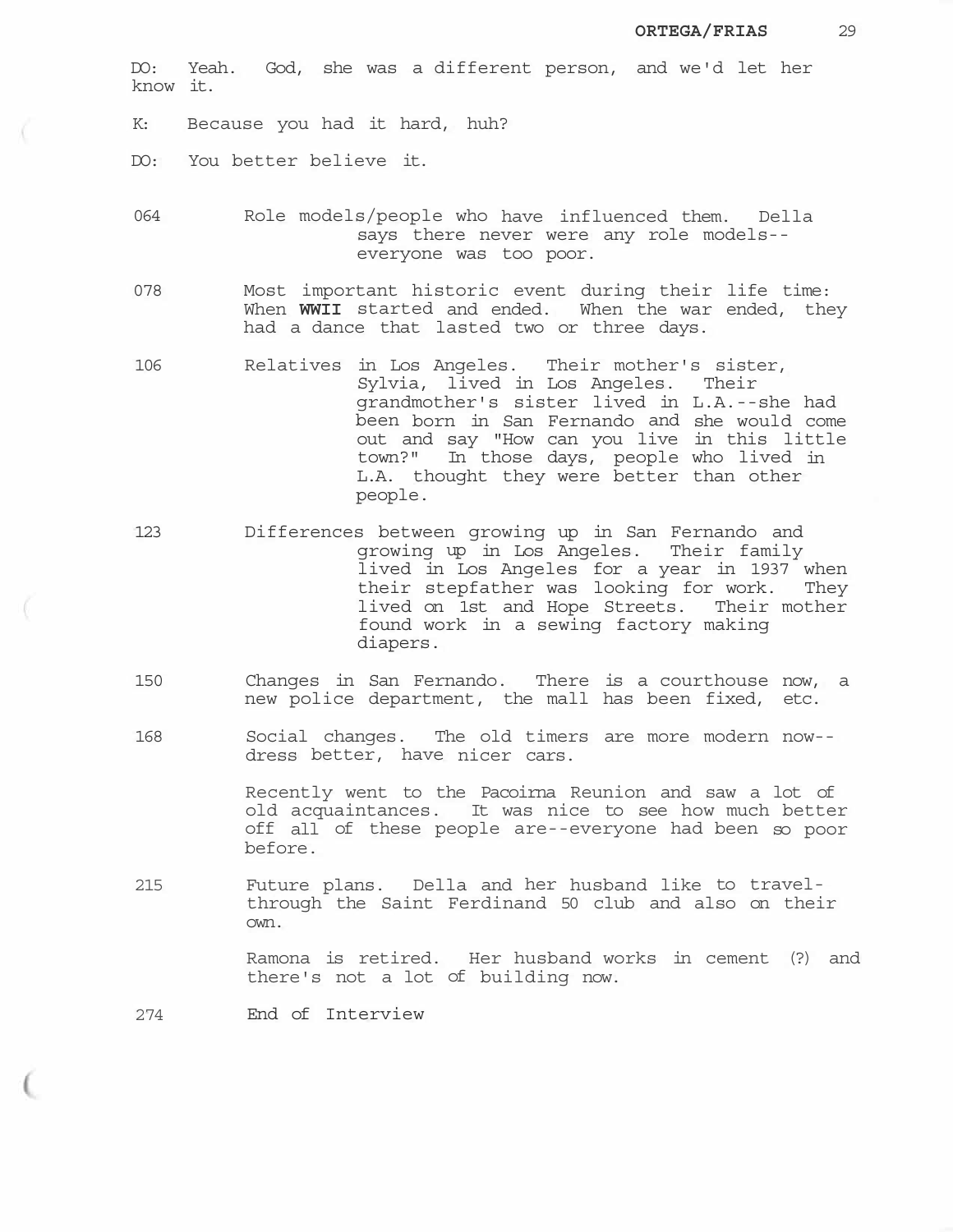DO: Yeah. God, she was a different person, and we'd let her know it.

K: Because you had it hard, huh?

DO: You better believe it.

064 Role models/people who have influenced them. Della says there never were any role models--everyone was too poor.

078 Most important historic event during their life time: When **WWII** started and ended. When the war ended, they had a dance that lasted two or three days.

106 Relatives in Los Angeles. Their mother's sister, Sylvia, lived in Los Angeles. Their grandmother's sister lived in L.A.--she had been born in San Fernando and she would come out and say "How can you live in this little town?" In those days, people who lived in L.A. thought they were better than other people.

123 Differences between growing up in San Fernando and growing up in Los Angeles. Their family lived in Los Angeles for a year in 1937 when their stepfather was looking for work. They lived on 1st and Hope Streets. Their mother found work in a sewing factory making diapers.

150 Changes in San Fernando. There is a courthouse now, a new police department, the mall has been fixed, etc.

168 Social changes. The old timers are more modern now--dress better, have nicer cars.

Recently went to the Pacoima Reunion and saw a lot of old acquaintances. It was nice to see how much better off all of these people are--everyone had been so poor before.

215 Future plans. Della and her husband like to travel-through the Saint Ferdinand 50 club and also on their own.

Ramona is retired. Her husband works in cement (?) and there's not a lot of building now.

274 End of Interview